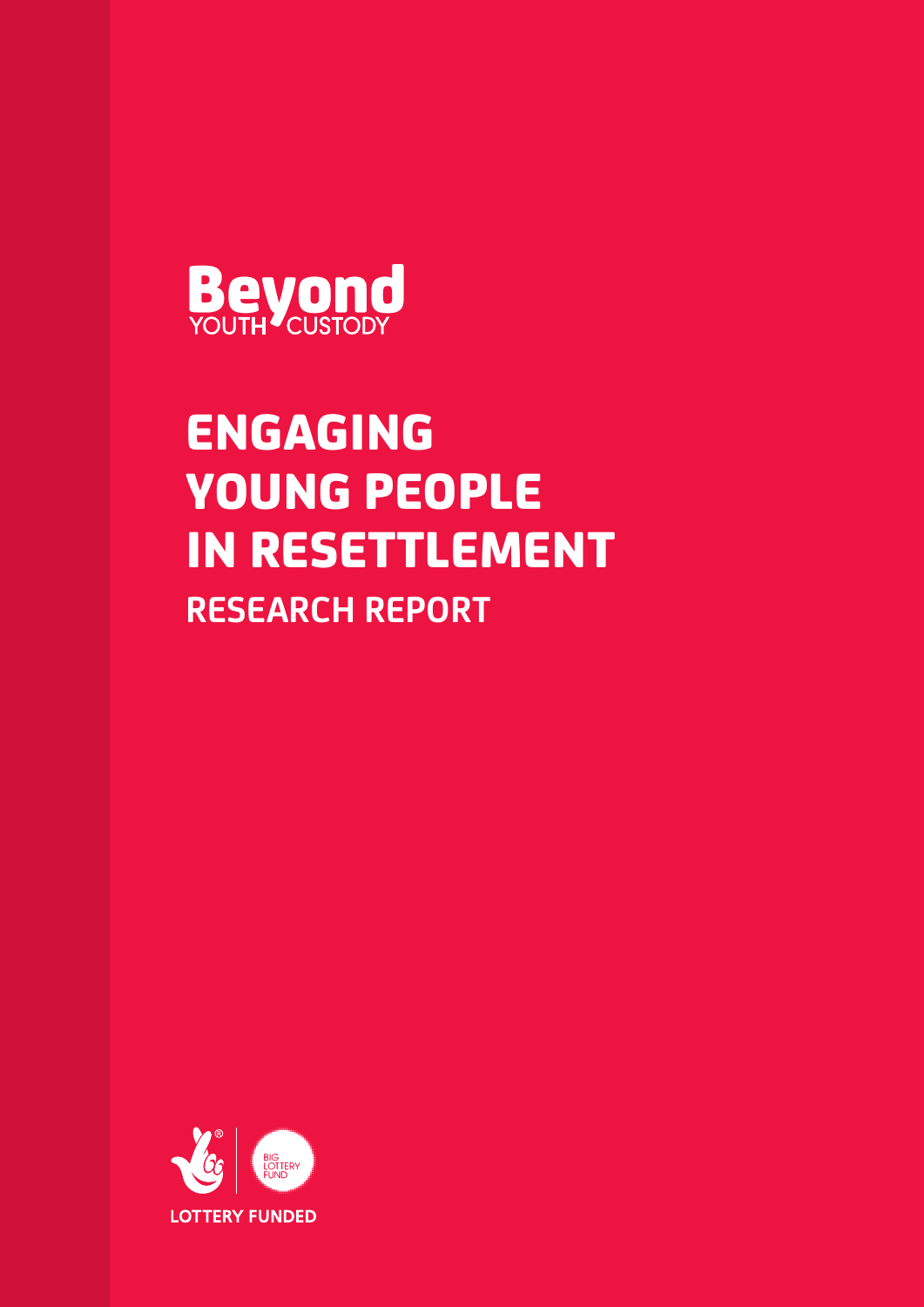Beyond

YOUTH CUSTODY

# ENGAGING YOUNG PEOPLE IN RESETTLEMENT

## RESEARCH REPORT

BIG LOTTERY FUND

LOTTERY FUNDED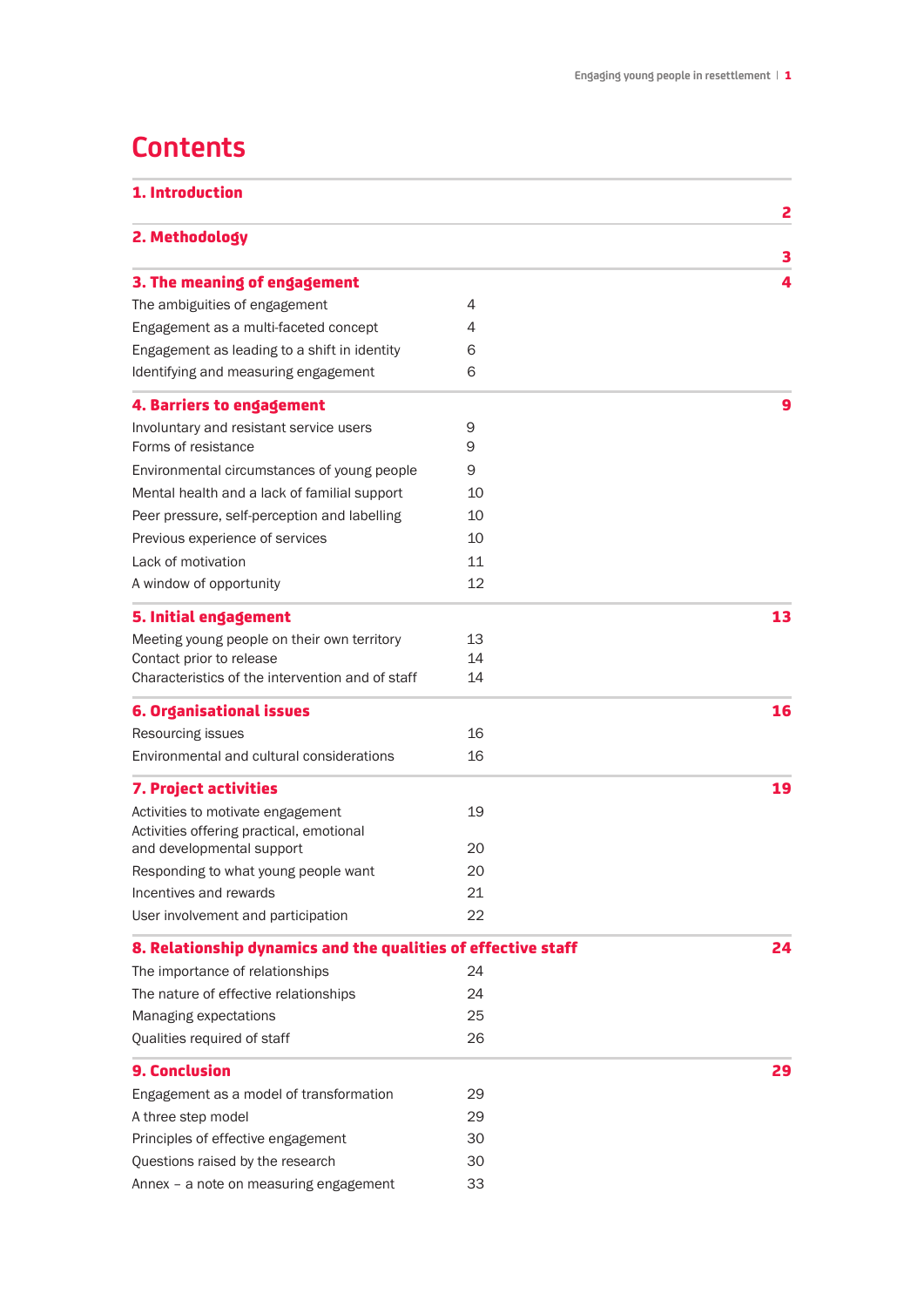# Contents

| | |
|---|---|
| **1. Introduction** | **2** |
| **2. Methodology** | **3** |
| **3. The meaning of engagement** | **4** |
| The ambiguities of engagement | 4 |
| Engagement as a multi-faceted concept | 4 |
| Engagement as leading to a shift in identity | 6 |
| Identifying and measuring engagement | 6 |
| **4. Barriers to engagement** | **9** |
| Involuntary and resistant service users | 9 |
| Forms of resistance | 9 |
| Environmental circumstances of young people | 9 |
| Mental health and a lack of familial support | 10 |
| Peer pressure, self-perception and labelling | 10 |
| Previous experience of services | 10 |
| Lack of motivation | 11 |
| A window of opportunity | 12 |
| **5. Initial engagement** | **13** |
| Meeting young people on their own territory | 13 |
| Contact prior to release | 14 |
| Characteristics of the intervention and of staff | 14 |
| **6. Organisational issues** | **16** |
| Resourcing issues | 16 |
| Environmental and cultural considerations | 16 |
| **7. Project activities** | **19** |
| Activities to motivate engagement | 19 |
| Activities offering practical, emotional and developmental support | 20 |
| Responding to what young people want | 20 |
| Incentives and rewards | 21 |
| User involvement and participation | 22 |
| **8. Relationship dynamics and the qualities of effective staff** | **24** |
| The importance of relationships | 24 |
| The nature of effective relationships | 24 |
| Managing expectations | 25 |
| Qualities required of staff | 26 |
| **9. Conclusion** | **29** |
| Engagement as a model of transformation | 29 |
| A three step model | 29 |
| Principles of effective engagement | 30 |
| Questions raised by the research | 30 |
| Annex – a note on measuring engagement | 33 |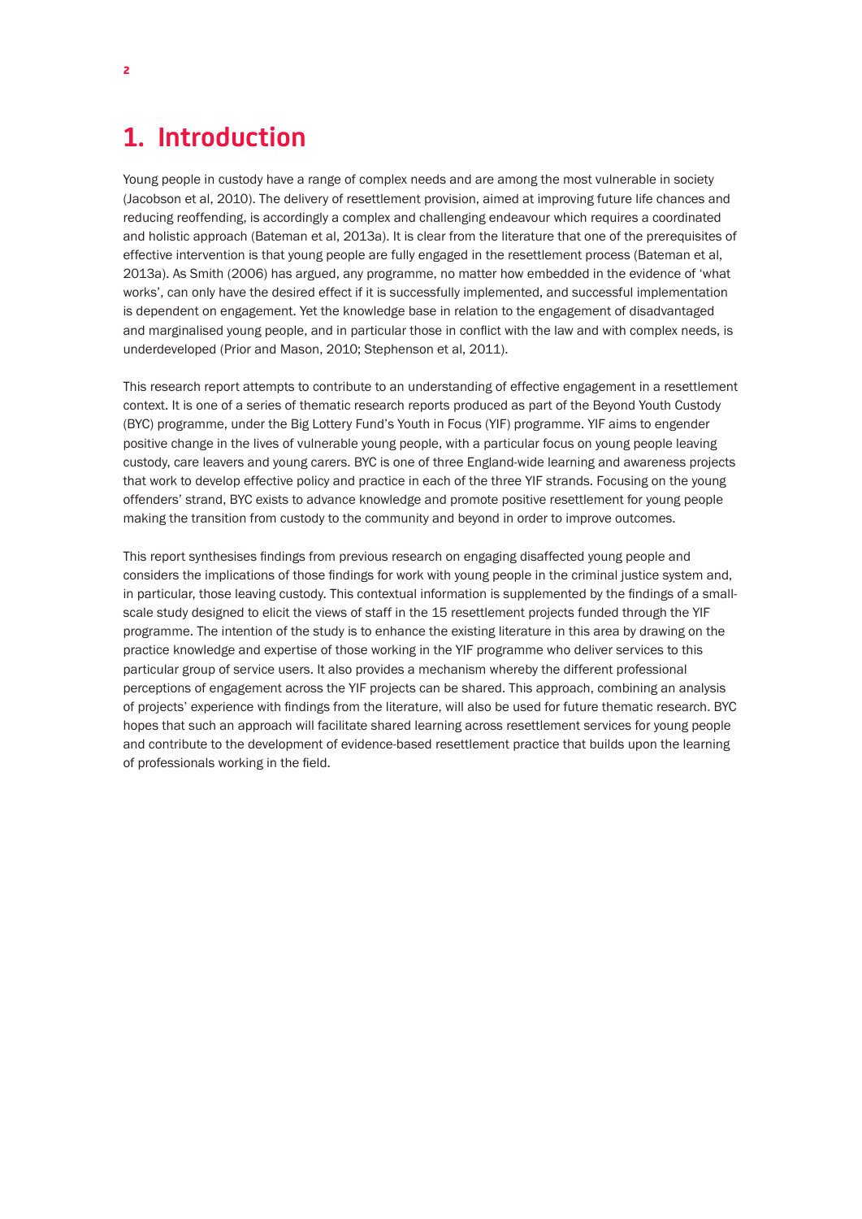# 1. Introduction

Young people in custody have a range of complex needs and are among the most vulnerable in society (Jacobson et al, 2010). The delivery of resettlement provision, aimed at improving future life chances and reducing reoffending, is accordingly a complex and challenging endeavour which requires a coordinated and holistic approach (Bateman et al, 2013a). It is clear from the literature that one of the prerequisites of effective intervention is that young people are fully engaged in the resettlement process (Bateman et al, 2013a). As Smith (2006) has argued, any programme, no matter how embedded in the evidence of 'what works', can only have the desired effect if it is successfully implemented, and successful implementation is dependent on engagement. Yet the knowledge base in relation to the engagement of disadvantaged and marginalised young people, and in particular those in conflict with the law and with complex needs, is underdeveloped (Prior and Mason, 2010; Stephenson et al, 2011).

This research report attempts to contribute to an understanding of effective engagement in a resettlement context. It is one of a series of thematic research reports produced as part of the Beyond Youth Custody (BYC) programme, under the Big Lottery Fund's Youth in Focus (YIF) programme. YIF aims to engender positive change in the lives of vulnerable young people, with a particular focus on young people leaving custody, care leavers and young carers. BYC is one of three England-wide learning and awareness projects that work to develop effective policy and practice in each of the three YIF strands. Focusing on the young offenders' strand, BYC exists to advance knowledge and promote positive resettlement for young people making the transition from custody to the community and beyond in order to improve outcomes.

This report synthesises findings from previous research on engaging disaffected young people and considers the implications of those findings for work with young people in the criminal justice system and, in particular, those leaving custody. This contextual information is supplemented by the findings of a small-scale study designed to elicit the views of staff in the 15 resettlement projects funded through the YIF programme. The intention of the study is to enhance the existing literature in this area by drawing on the practice knowledge and expertise of those working in the YIF programme who deliver services to this particular group of service users. It also provides a mechanism whereby the different professional perceptions of engagement across the YIF projects can be shared. This approach, combining an analysis of projects' experience with findings from the literature, will also be used for future thematic research. BYC hopes that such an approach will facilitate shared learning across resettlement services for young people and contribute to the development of evidence-based resettlement practice that builds upon the learning of professionals working in the field.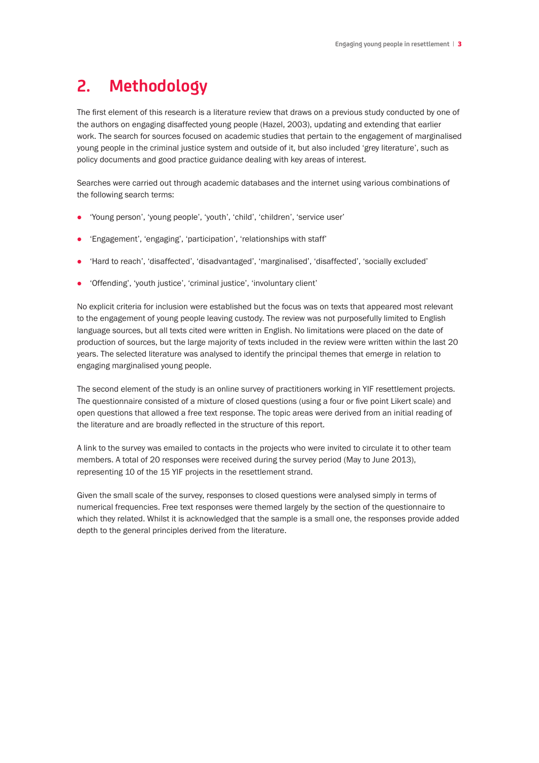# 2. Methodology

The first element of this research is a literature review that draws on a previous study conducted by one of the authors on engaging disaffected young people (Hazel, 2003), updating and extending that earlier work. The search for sources focused on academic studies that pertain to the engagement of marginalised young people in the criminal justice system and outside of it, but also included 'grey literature', such as policy documents and good practice guidance dealing with key areas of interest.

Searches were carried out through academic databases and the internet using various combinations of the following search terms:

- 'Young person', 'young people', 'youth', 'child', 'children', 'service user'
- 'Engagement', 'engaging', 'participation', 'relationships with staff'
- 'Hard to reach', 'disaffected', 'disadvantaged', 'marginalised', 'disaffected', 'socially excluded'
- 'Offending', 'youth justice', 'criminal justice', 'involuntary client'

No explicit criteria for inclusion were established but the focus was on texts that appeared most relevant to the engagement of young people leaving custody. The review was not purposefully limited to English language sources, but all texts cited were written in English. No limitations were placed on the date of production of sources, but the large majority of texts included in the review were written within the last 20 years. The selected literature was analysed to identify the principal themes that emerge in relation to engaging marginalised young people.

The second element of the study is an online survey of practitioners working in YIF resettlement projects. The questionnaire consisted of a mixture of closed questions (using a four or five point Likert scale) and open questions that allowed a free text response. The topic areas were derived from an initial reading of the literature and are broadly reflected in the structure of this report.

A link to the survey was emailed to contacts in the projects who were invited to circulate it to other team members. A total of 20 responses were received during the survey period (May to June 2013), representing 10 of the 15 YIF projects in the resettlement strand.

Given the small scale of the survey, responses to closed questions were analysed simply in terms of numerical frequencies. Free text responses were themed largely by the section of the questionnaire to which they related. Whilst it is acknowledged that the sample is a small one, the responses provide added depth to the general principles derived from the literature.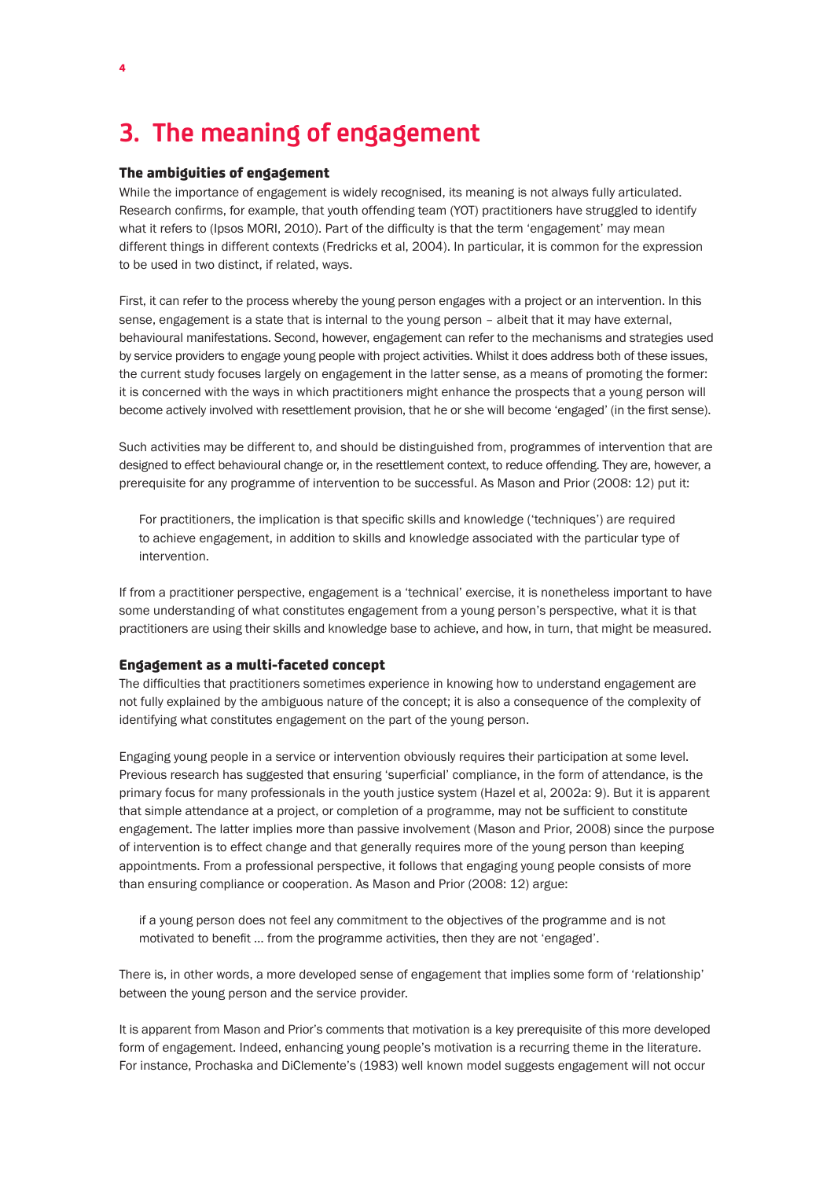# 3. The meaning of engagement

### The ambiguities of engagement

While the importance of engagement is widely recognised, its meaning is not always fully articulated. Research confirms, for example, that youth offending team (YOT) practitioners have struggled to identify what it refers to (Ipsos MORI, 2010). Part of the difficulty is that the term 'engagement' may mean different things in different contexts (Fredricks et al, 2004). In particular, it is common for the expression to be used in two distinct, if related, ways.

First, it can refer to the process whereby the young person engages with a project or an intervention. In this sense, engagement is a state that is internal to the young person – albeit that it may have external, behavioural manifestations. Second, however, engagement can refer to the mechanisms and strategies used by service providers to engage young people with project activities. Whilst it does address both of these issues, the current study focuses largely on engagement in the latter sense, as a means of promoting the former: it is concerned with the ways in which practitioners might enhance the prospects that a young person will become actively involved with resettlement provision, that he or she will become 'engaged' (in the first sense).

Such activities may be different to, and should be distinguished from, programmes of intervention that are designed to effect behavioural change or, in the resettlement context, to reduce offending. They are, however, a prerequisite for any programme of intervention to be successful. As Mason and Prior (2008: 12) put it:

> For practitioners, the implication is that specific skills and knowledge ('techniques') are required to achieve engagement, in addition to skills and knowledge associated with the particular type of intervention.

If from a practitioner perspective, engagement is a 'technical' exercise, it is nonetheless important to have some understanding of what constitutes engagement from a young person's perspective, what it is that practitioners are using their skills and knowledge base to achieve, and how, in turn, that might be measured.

### Engagement as a multi-faceted concept

The difficulties that practitioners sometimes experience in knowing how to understand engagement are not fully explained by the ambiguous nature of the concept; it is also a consequence of the complexity of identifying what constitutes engagement on the part of the young person.

Engaging young people in a service or intervention obviously requires their participation at some level. Previous research has suggested that ensuring 'superficial' compliance, in the form of attendance, is the primary focus for many professionals in the youth justice system (Hazel et al, 2002a: 9). But it is apparent that simple attendance at a project, or completion of a programme, may not be sufficient to constitute engagement. The latter implies more than passive involvement (Mason and Prior, 2008) since the purpose of intervention is to effect change and that generally requires more of the young person than keeping appointments. From a professional perspective, it follows that engaging young people consists of more than ensuring compliance or cooperation. As Mason and Prior (2008: 12) argue:

> if a young person does not feel any commitment to the objectives of the programme and is not motivated to benefit … from the programme activities, then they are not 'engaged'.

There is, in other words, a more developed sense of engagement that implies some form of 'relationship' between the young person and the service provider.

It is apparent from Mason and Prior's comments that motivation is a key prerequisite of this more developed form of engagement. Indeed, enhancing young people's motivation is a recurring theme in the literature. For instance, Prochaska and DiClemente's (1983) well known model suggests engagement will not occur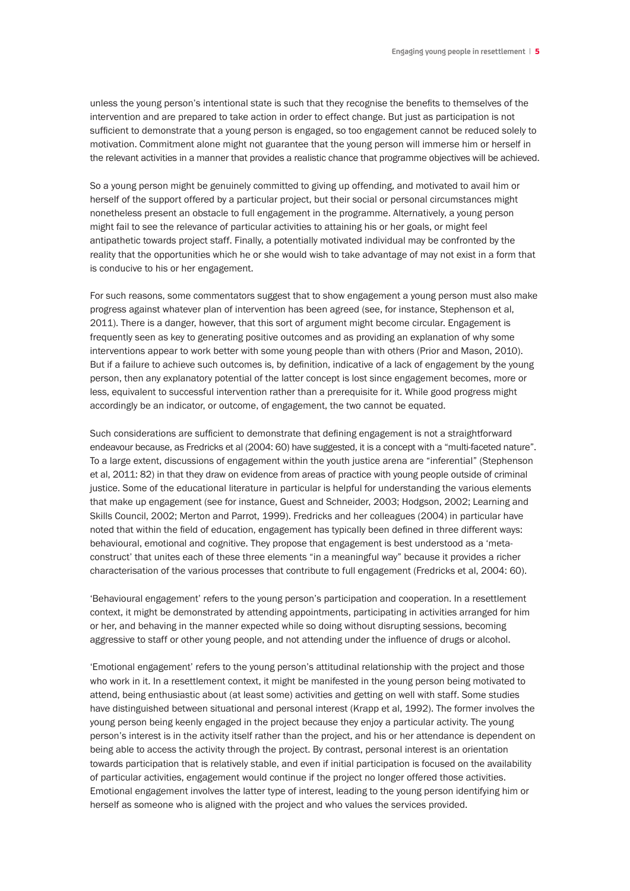unless the young person's intentional state is such that they recognise the benefits to themselves of the intervention and are prepared to take action in order to effect change. But just as participation is not sufficient to demonstrate that a young person is engaged, so too engagement cannot be reduced solely to motivation. Commitment alone might not guarantee that the young person will immerse him or herself in the relevant activities in a manner that provides a realistic chance that programme objectives will be achieved.

So a young person might be genuinely committed to giving up offending, and motivated to avail him or herself of the support offered by a particular project, but their social or personal circumstances might nonetheless present an obstacle to full engagement in the programme. Alternatively, a young person might fail to see the relevance of particular activities to attaining his or her goals, or might feel antipathetic towards project staff. Finally, a potentially motivated individual may be confronted by the reality that the opportunities which he or she would wish to take advantage of may not exist in a form that is conducive to his or her engagement.

For such reasons, some commentators suggest that to show engagement a young person must also make progress against whatever plan of intervention has been agreed (see, for instance, Stephenson et al, 2011). There is a danger, however, that this sort of argument might become circular. Engagement is frequently seen as key to generating positive outcomes and as providing an explanation of why some interventions appear to work better with some young people than with others (Prior and Mason, 2010). But if a failure to achieve such outcomes is, by definition, indicative of a lack of engagement by the young person, then any explanatory potential of the latter concept is lost since engagement becomes, more or less, equivalent to successful intervention rather than a prerequisite for it. While good progress might accordingly be an indicator, or outcome, of engagement, the two cannot be equated.

Such considerations are sufficient to demonstrate that defining engagement is not a straightforward endeavour because, as Fredricks et al (2004: 60) have suggested, it is a concept with a "multi-faceted nature". To a large extent, discussions of engagement within the youth justice arena are "inferential" (Stephenson et al, 2011: 82) in that they draw on evidence from areas of practice with young people outside of criminal justice. Some of the educational literature in particular is helpful for understanding the various elements that make up engagement (see for instance, Guest and Schneider, 2003; Hodgson, 2002; Learning and Skills Council, 2002; Merton and Parrot, 1999). Fredricks and her colleagues (2004) in particular have noted that within the field of education, engagement has typically been defined in three different ways: behavioural, emotional and cognitive. They propose that engagement is best understood as a 'meta-construct' that unites each of these three elements "in a meaningful way" because it provides a richer characterisation of the various processes that contribute to full engagement (Fredricks et al, 2004: 60).

'Behavioural engagement' refers to the young person's participation and cooperation. In a resettlement context, it might be demonstrated by attending appointments, participating in activities arranged for him or her, and behaving in the manner expected while so doing without disrupting sessions, becoming aggressive to staff or other young people, and not attending under the influence of drugs or alcohol.

'Emotional engagement' refers to the young person's attitudinal relationship with the project and those who work in it. In a resettlement context, it might be manifested in the young person being motivated to attend, being enthusiastic about (at least some) activities and getting on well with staff. Some studies have distinguished between situational and personal interest (Krapp et al, 1992). The former involves the young person being keenly engaged in the project because they enjoy a particular activity. The young person's interest is in the activity itself rather than the project, and his or her attendance is dependent on being able to access the activity through the project. By contrast, personal interest is an orientation towards participation that is relatively stable, and even if initial participation is focused on the availability of particular activities, engagement would continue if the project no longer offered those activities. Emotional engagement involves the latter type of interest, leading to the young person identifying him or herself as someone who is aligned with the project and who values the services provided.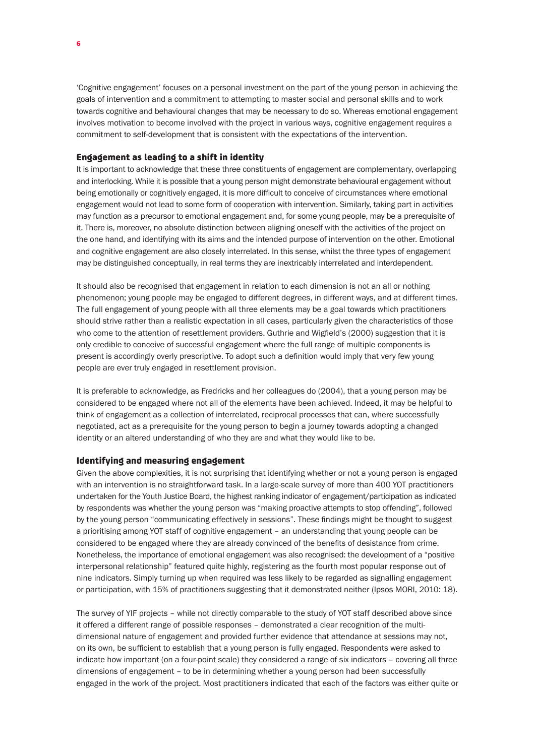'Cognitive engagement' focuses on a personal investment on the part of the young person in achieving the goals of intervention and a commitment to attempting to master social and personal skills and to work towards cognitive and behavioural changes that may be necessary to do so. Whereas emotional engagement involves motivation to become involved with the project in various ways, cognitive engagement requires a commitment to self-development that is consistent with the expectations of the intervention.

### Engagement as leading to a shift in identity

It is important to acknowledge that these three constituents of engagement are complementary, overlapping and interlocking. While it is possible that a young person might demonstrate behavioural engagement without being emotionally or cognitively engaged, it is more difficult to conceive of circumstances where emotional engagement would not lead to some form of cooperation with intervention. Similarly, taking part in activities may function as a precursor to emotional engagement and, for some young people, may be a prerequisite of it. There is, moreover, no absolute distinction between aligning oneself with the activities of the project on the one hand, and identifying with its aims and the intended purpose of intervention on the other. Emotional and cognitive engagement are also closely interrelated. In this sense, whilst the three types of engagement may be distinguished conceptually, in real terms they are inextricably interrelated and interdependent.

It should also be recognised that engagement in relation to each dimension is not an all or nothing phenomenon; young people may be engaged to different degrees, in different ways, and at different times. The full engagement of young people with all three elements may be a goal towards which practitioners should strive rather than a realistic expectation in all cases, particularly given the characteristics of those who come to the attention of resettlement providers. Guthrie and Wigfield's (2000) suggestion that it is only credible to conceive of successful engagement where the full range of multiple components is present is accordingly overly prescriptive. To adopt such a definition would imply that very few young people are ever truly engaged in resettlement provision.

It is preferable to acknowledge, as Fredricks and her colleagues do (2004), that a young person may be considered to be engaged where not all of the elements have been achieved. Indeed, it may be helpful to think of engagement as a collection of interrelated, reciprocal processes that can, where successfully negotiated, act as a prerequisite for the young person to begin a journey towards adopting a changed identity or an altered understanding of who they are and what they would like to be.

### Identifying and measuring engagement

Given the above complexities, it is not surprising that identifying whether or not a young person is engaged with an intervention is no straightforward task. In a large-scale survey of more than 400 YOT practitioners undertaken for the Youth Justice Board, the highest ranking indicator of engagement/participation as indicated by respondents was whether the young person was "making proactive attempts to stop offending", followed by the young person "communicating effectively in sessions". These findings might be thought to suggest a prioritising among YOT staff of cognitive engagement – an understanding that young people can be considered to be engaged where they are already convinced of the benefits of desistance from crime. Nonetheless, the importance of emotional engagement was also recognised: the development of a "positive interpersonal relationship" featured quite highly, registering as the fourth most popular response out of nine indicators. Simply turning up when required was less likely to be regarded as signalling engagement or participation, with 15% of practitioners suggesting that it demonstrated neither (Ipsos MORI, 2010: 18).

The survey of YIF projects – while not directly comparable to the study of YOT staff described above since it offered a different range of possible responses – demonstrated a clear recognition of the multi-dimensional nature of engagement and provided further evidence that attendance at sessions may not, on its own, be sufficient to establish that a young person is fully engaged. Respondents were asked to indicate how important (on a four-point scale) they considered a range of six indicators – covering all three dimensions of engagement – to be in determining whether a young person had been successfully engaged in the work of the project. Most practitioners indicated that each of the factors was either quite or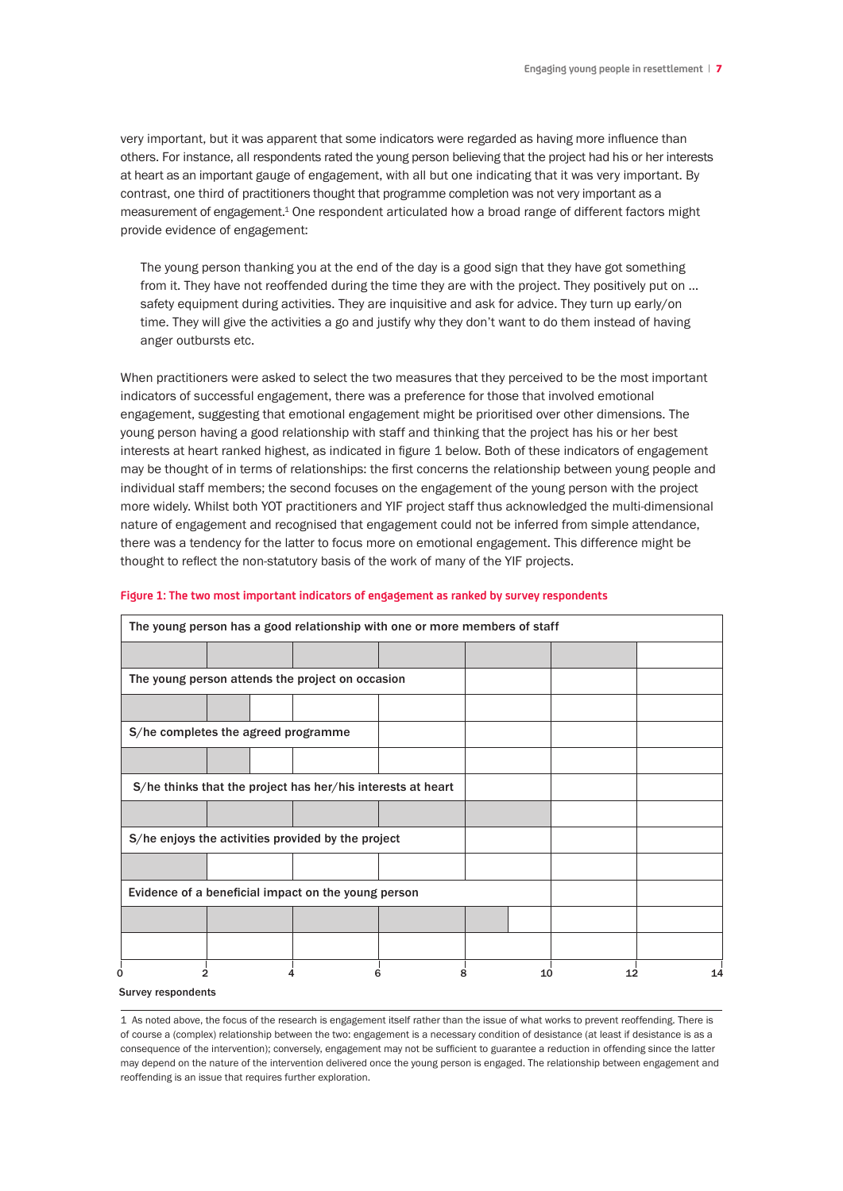very important, but it was apparent that some indicators were regarded as having more influence than others. For instance, all respondents rated the young person believing that the project had his or her interests at heart as an important gauge of engagement, with all but one indicating that it was very important. By contrast, one third of practitioners thought that programme completion was not very important as a measurement of engagement.[1] One respondent articulated how a broad range of different factors might provide evidence of engagement:

> The young person thanking you at the end of the day is a good sign that they have got something from it. They have not reoffended during the time they are with the project. They positively put on … safety equipment during activities. They are inquisitive and ask for advice. They turn up early/on time. They will give the activities a go and justify why they don't want to do them instead of having anger outbursts etc.

When practitioners were asked to select the two measures that they perceived to be the most important indicators of successful engagement, there was a preference for those that involved emotional engagement, suggesting that emotional engagement might be prioritised over other dimensions. The young person having a good relationship with staff and thinking that the project has his or her best interests at heart ranked highest, as indicated in figure 1 below. Both of these indicators of engagement may be thought of in terms of relationships: the first concerns the relationship between young people and individual staff members; the second focuses on the engagement of the young person with the project more widely. Whilst both YOT practitioners and YIF project staff thus acknowledged the multi-dimensional nature of engagement and recognised that engagement could not be inferred from simple attendance, there was a tendency for the latter to focus more on emotional engagement. This difference might be thought to reflect the non-statutory basis of the work of many of the YIF projects.

**Figure 1: The two most important indicators of engagement as ranked by survey respondents**

| Indicator | Survey respondents |
|---|---|
| The young person has a good relationship with one or more members of staff | 12 |
| The young person attends the project on occasion | 3 |
| S/he completes the agreed programme | 3 |
| S/he thinks that the project has her/his interests at heart | 10 |
| S/he enjoys the activities provided by the project | 2 |
| Evidence of a beneficial impact on the young person | 9 |

Survey respondents (axis: 0, 2, 4, 6, 8, 10, 12, 14)

---

1 As noted above, the focus of the research is engagement itself rather than the issue of what works to prevent reoffending. There is of course a (complex) relationship between the two: engagement is a necessary condition of desistance (at least if desistance is as a consequence of the intervention); conversely, engagement may not be sufficient to guarantee a reduction in offending since the latter may depend on the nature of the intervention delivered once the young person is engaged. The relationship between engagement and reoffending is an issue that requires further exploration.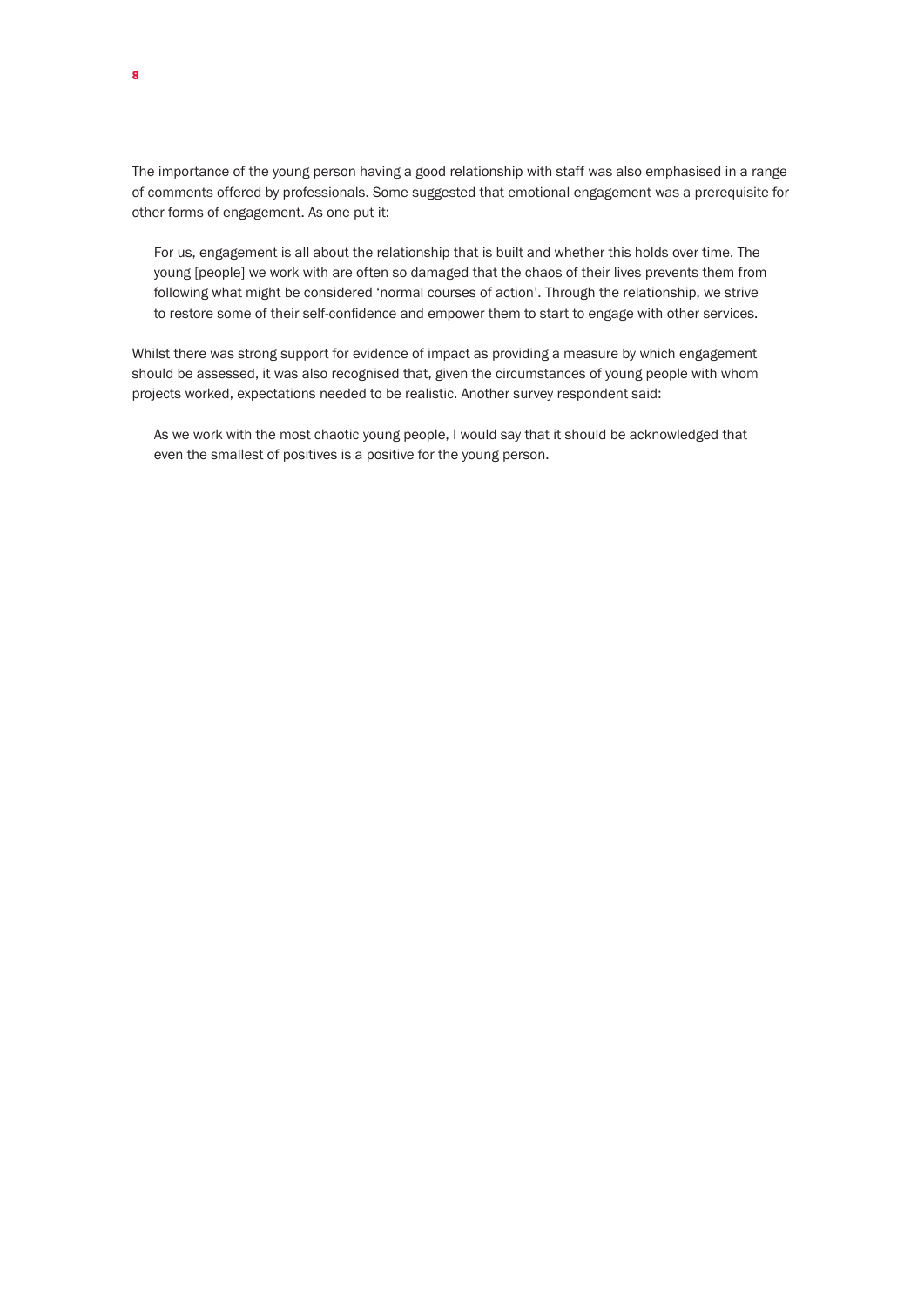The importance of the young person having a good relationship with staff was also emphasised in a range of comments offered by professionals. Some suggested that emotional engagement was a prerequisite for other forms of engagement. As one put it:

> For us, engagement is all about the relationship that is built and whether this holds over time. The young [people] we work with are often so damaged that the chaos of their lives prevents them from following what might be considered 'normal courses of action'. Through the relationship, we strive to restore some of their self-confidence and empower them to start to engage with other services.

Whilst there was strong support for evidence of impact as providing a measure by which engagement should be assessed, it was also recognised that, given the circumstances of young people with whom projects worked, expectations needed to be realistic. Another survey respondent said:

> As we work with the most chaotic young people, I would say that it should be acknowledged that even the smallest of positives is a positive for the young person.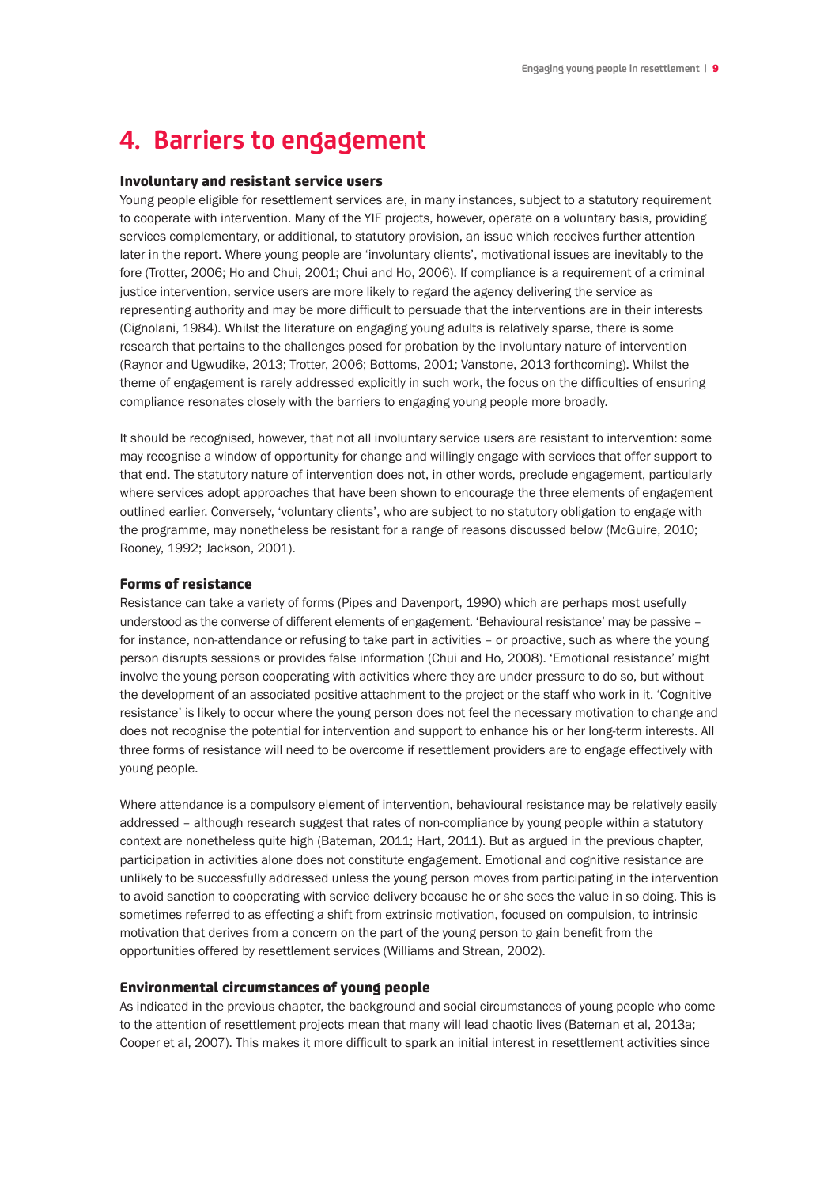# 4. Barriers to engagement

### Involuntary and resistant service users

Young people eligible for resettlement services are, in many instances, subject to a statutory requirement to cooperate with intervention. Many of the YIF projects, however, operate on a voluntary basis, providing services complementary, or additional, to statutory provision, an issue which receives further attention later in the report. Where young people are 'involuntary clients', motivational issues are inevitably to the fore (Trotter, 2006; Ho and Chui, 2001; Chui and Ho, 2006). If compliance is a requirement of a criminal justice intervention, service users are more likely to regard the agency delivering the service as representing authority and may be more difficult to persuade that the interventions are in their interests (Cignolani, 1984). Whilst the literature on engaging young adults is relatively sparse, there is some research that pertains to the challenges posed for probation by the involuntary nature of intervention (Raynor and Ugwudike, 2013; Trotter, 2006; Bottoms, 2001; Vanstone, 2013 forthcoming). Whilst the theme of engagement is rarely addressed explicitly in such work, the focus on the difficulties of ensuring compliance resonates closely with the barriers to engaging young people more broadly.

It should be recognised, however, that not all involuntary service users are resistant to intervention: some may recognise a window of opportunity for change and willingly engage with services that offer support to that end. The statutory nature of intervention does not, in other words, preclude engagement, particularly where services adopt approaches that have been shown to encourage the three elements of engagement outlined earlier. Conversely, 'voluntary clients', who are subject to no statutory obligation to engage with the programme, may nonetheless be resistant for a range of reasons discussed below (McGuire, 2010; Rooney, 1992; Jackson, 2001).

### Forms of resistance

Resistance can take a variety of forms (Pipes and Davenport, 1990) which are perhaps most usefully understood as the converse of different elements of engagement. 'Behavioural resistance' may be passive – for instance, non-attendance or refusing to take part in activities – or proactive, such as where the young person disrupts sessions or provides false information (Chui and Ho, 2008). 'Emotional resistance' might involve the young person cooperating with activities where they are under pressure to do so, but without the development of an associated positive attachment to the project or the staff who work in it. 'Cognitive resistance' is likely to occur where the young person does not feel the necessary motivation to change and does not recognise the potential for intervention and support to enhance his or her long-term interests. All three forms of resistance will need to be overcome if resettlement providers are to engage effectively with young people.

Where attendance is a compulsory element of intervention, behavioural resistance may be relatively easily addressed – although research suggest that rates of non-compliance by young people within a statutory context are nonetheless quite high (Bateman, 2011; Hart, 2011). But as argued in the previous chapter, participation in activities alone does not constitute engagement. Emotional and cognitive resistance are unlikely to be successfully addressed unless the young person moves from participating in the intervention to avoid sanction to cooperating with service delivery because he or she sees the value in so doing. This is sometimes referred to as effecting a shift from extrinsic motivation, focused on compulsion, to intrinsic motivation that derives from a concern on the part of the young person to gain benefit from the opportunities offered by resettlement services (Williams and Strean, 2002).

### Environmental circumstances of young people

As indicated in the previous chapter, the background and social circumstances of young people who come to the attention of resettlement projects mean that many will lead chaotic lives (Bateman et al, 2013a; Cooper et al, 2007). This makes it more difficult to spark an initial interest in resettlement activities since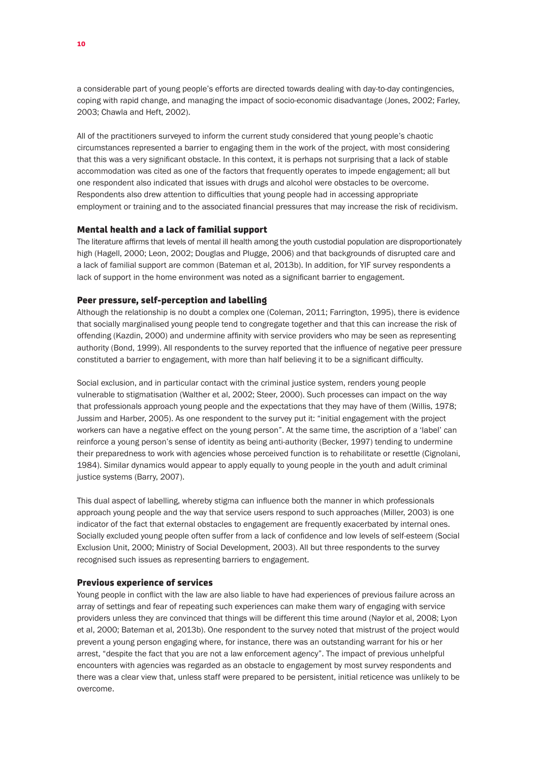a considerable part of young people's efforts are directed towards dealing with day-to-day contingencies, coping with rapid change, and managing the impact of socio-economic disadvantage (Jones, 2002; Farley, 2003; Chawla and Heft, 2002).

All of the practitioners surveyed to inform the current study considered that young people's chaotic circumstances represented a barrier to engaging them in the work of the project, with most considering that this was a very significant obstacle. In this context, it is perhaps not surprising that a lack of stable accommodation was cited as one of the factors that frequently operates to impede engagement; all but one respondent also indicated that issues with drugs and alcohol were obstacles to be overcome. Respondents also drew attention to difficulties that young people had in accessing appropriate employment or training and to the associated financial pressures that may increase the risk of recidivism.

### Mental health and a lack of familial support

The literature affirms that levels of mental ill health among the youth custodial population are disproportionately high (Hagell, 2000; Leon, 2002; Douglas and Plugge, 2006) and that backgrounds of disrupted care and a lack of familial support are common (Bateman et al, 2013b). In addition, for YIF survey respondents a lack of support in the home environment was noted as a significant barrier to engagement.

### Peer pressure, self-perception and labelling

Although the relationship is no doubt a complex one (Coleman, 2011; Farrington, 1995), there is evidence that socially marginalised young people tend to congregate together and that this can increase the risk of offending (Kazdin, 2000) and undermine affinity with service providers who may be seen as representing authority (Bond, 1999). All respondents to the survey reported that the influence of negative peer pressure constituted a barrier to engagement, with more than half believing it to be a significant difficulty.

Social exclusion, and in particular contact with the criminal justice system, renders young people vulnerable to stigmatisation (Walther et al, 2002; Steer, 2000). Such processes can impact on the way that professionals approach young people and the expectations that they may have of them (Willis, 1978; Jussim and Harber, 2005). As one respondent to the survey put it: "initial engagement with the project workers can have a negative effect on the young person". At the same time, the ascription of a 'label' can reinforce a young person's sense of identity as being anti-authority (Becker, 1997) tending to undermine their preparedness to work with agencies whose perceived function is to rehabilitate or resettle (Cignolani, 1984). Similar dynamics would appear to apply equally to young people in the youth and adult criminal justice systems (Barry, 2007).

This dual aspect of labelling, whereby stigma can influence both the manner in which professionals approach young people and the way that service users respond to such approaches (Miller, 2003) is one indicator of the fact that external obstacles to engagement are frequently exacerbated by internal ones. Socially excluded young people often suffer from a lack of confidence and low levels of self-esteem (Social Exclusion Unit, 2000; Ministry of Social Development, 2003). All but three respondents to the survey recognised such issues as representing barriers to engagement.

### Previous experience of services

Young people in conflict with the law are also liable to have had experiences of previous failure across an array of settings and fear of repeating such experiences can make them wary of engaging with service providers unless they are convinced that things will be different this time around (Naylor et al, 2008; Lyon et al, 2000; Bateman et al, 2013b). One respondent to the survey noted that mistrust of the project would prevent a young person engaging where, for instance, there was an outstanding warrant for his or her arrest, "despite the fact that you are not a law enforcement agency". The impact of previous unhelpful encounters with agencies was regarded as an obstacle to engagement by most survey respondents and there was a clear view that, unless staff were prepared to be persistent, initial reticence was unlikely to be overcome.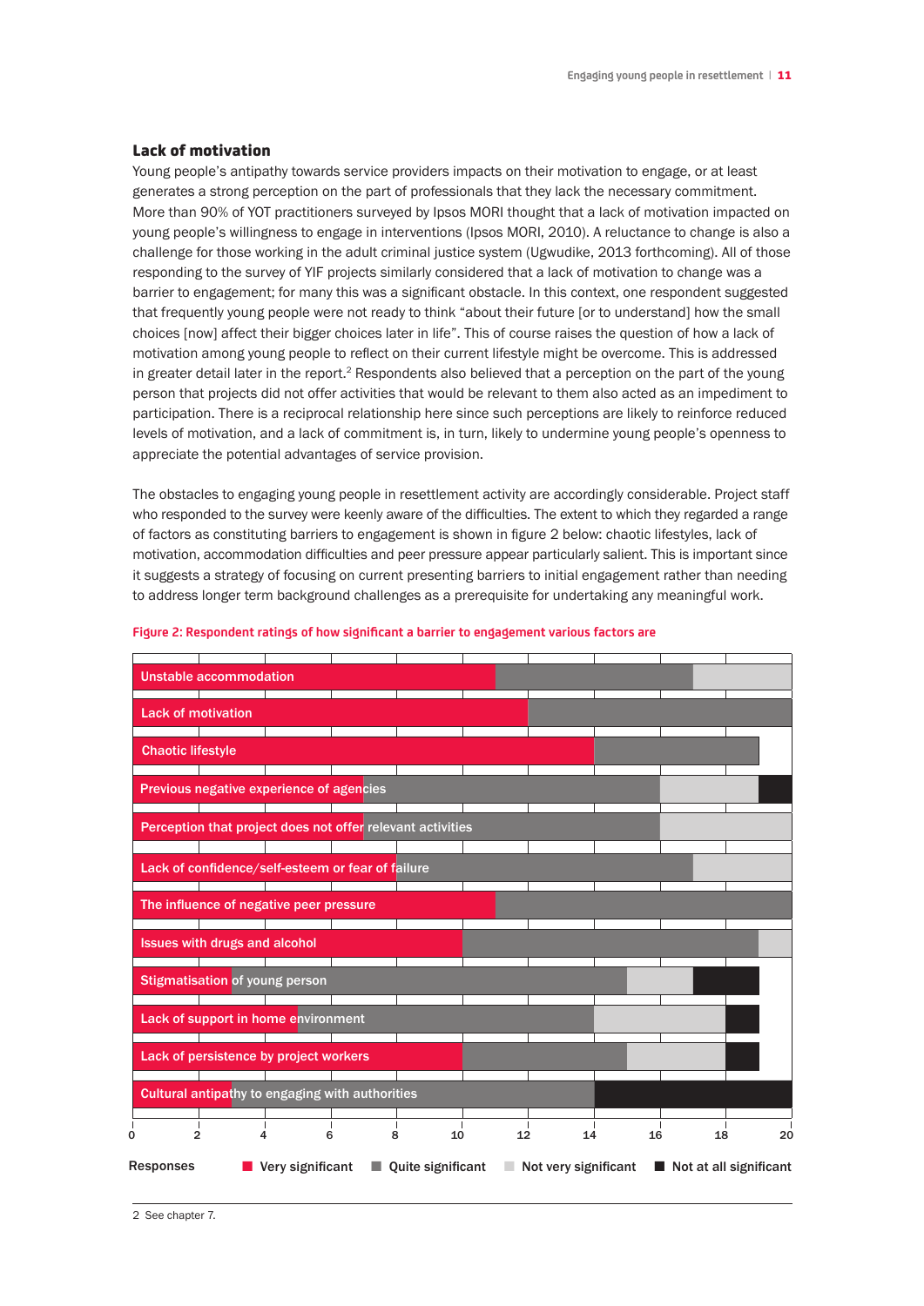### Lack of motivation

Young people's antipathy towards service providers impacts on their motivation to engage, or at least generates a strong perception on the part of professionals that they lack the necessary commitment. More than 90% of YOT practitioners surveyed by Ipsos MORI thought that a lack of motivation impacted on young people's willingness to engage in interventions (Ipsos MORI, 2010). A reluctance to change is also a challenge for those working in the adult criminal justice system (Ugwudike, 2013 forthcoming). All of those responding to the survey of YIF projects similarly considered that a lack of motivation to change was a barrier to engagement; for many this was a significant obstacle. In this context, one respondent suggested that frequently young people were not ready to think "about their future [or to understand] how the small choices [now] affect their bigger choices later in life". This of course raises the question of how a lack of motivation among young people to reflect on their current lifestyle might be overcome. This is addressed in greater detail later in the report.[2] Respondents also believed that a perception on the part of the young person that projects did not offer activities that would be relevant to them also acted as an impediment to participation. There is a reciprocal relationship here since such perceptions are likely to reinforce reduced levels of motivation, and a lack of commitment is, in turn, likely to undermine young people's openness to appreciate the potential advantages of service provision.

The obstacles to engaging young people in resettlement activity are accordingly considerable. Project staff who responded to the survey were keenly aware of the difficulties. The extent to which they regarded a range of factors as constituting barriers to engagement is shown in figure 2 below: chaotic lifestyles, lack of motivation, accommodation difficulties and peer pressure appear particularly salient. This is important since it suggests a strategy of focusing on current presenting barriers to initial engagement rather than needing to address longer term background challenges as a prerequisite for undertaking any meaningful work.

**Figure 2: Respondent ratings of how significant a barrier to engagement various factors are**

| Factor | Very significant | Quite significant | Not very significant | Not at all significant |
|---|---|---|---|---|
| Unstable accommodation | 11 | 6 | 3 | 0 |
| Lack of motivation | 12 | 8 | 0 | 0 |
| Chaotic lifestyle | 14 | 5 | 0 | 0 |
| Previous negative experience of agencies | 7 | 9 | 3 | 1 |
| Perception that project does not offer relevant activities | 7 | 9 | 4 | 0 |
| Lack of confidence/self-esteem or fear of failure | 8 | 9 | 3 | 0 |
| The influence of negative peer pressure | 11 | 9 | 0 | 0 |
| Issues with drugs and alcohol | 10 | 9 | 1 | 0 |
| Stigmatisation of young person | 3 | 12 | 2 | 2 |
| Lack of support in home environment | 5 | 9 | 4 | 1 |
| Lack of persistence by project workers | 10 | 5 | 3 | 1 |
| Cultural antipathy to engaging with authorities | 3 | 11 | 0 | 6 |

Responses: Very significant, Quite significant, Not very significant, Not at all significant

2 See chapter 7.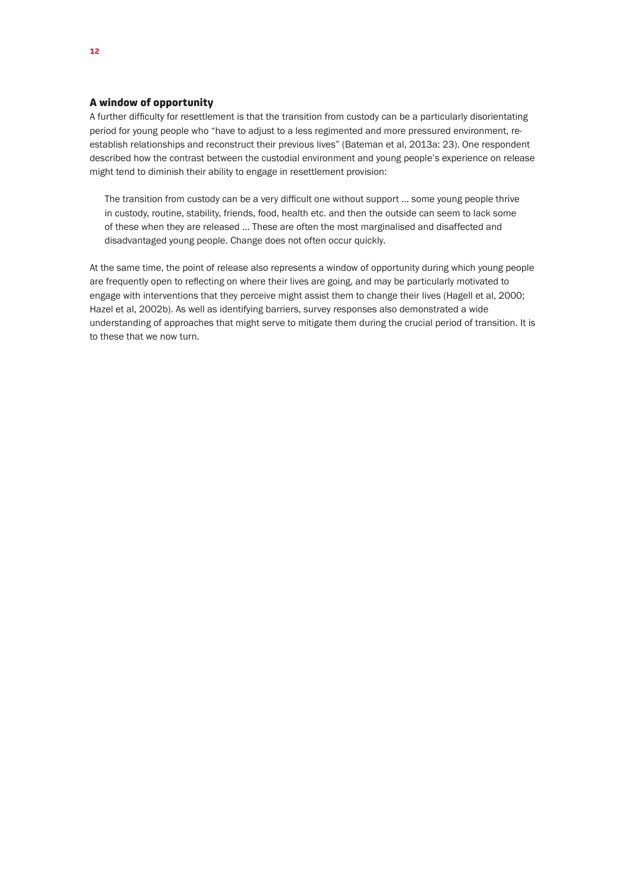### A window of opportunity

A further difficulty for resettlement is that the transition from custody can be a particularly disorientating period for young people who "have to adjust to a less regimented and more pressured environment, re-establish relationships and reconstruct their previous lives" (Bateman et al, 2013a: 23). One respondent described how the contrast between the custodial environment and young people's experience on release might tend to diminish their ability to engage in resettlement provision:

> The transition from custody can be a very difficult one without support … some young people thrive in custody, routine, stability, friends, food, health etc. and then the outside can seem to lack some of these when they are released … These are often the most marginalised and disaffected and disadvantaged young people. Change does not often occur quickly.

At the same time, the point of release also represents a window of opportunity during which young people are frequently open to reflecting on where their lives are going, and may be particularly motivated to engage with interventions that they perceive might assist them to change their lives (Hagell et al, 2000; Hazel et al, 2002b). As well as identifying barriers, survey responses also demonstrated a wide understanding of approaches that might serve to mitigate them during the crucial period of transition. It is to these that we now turn.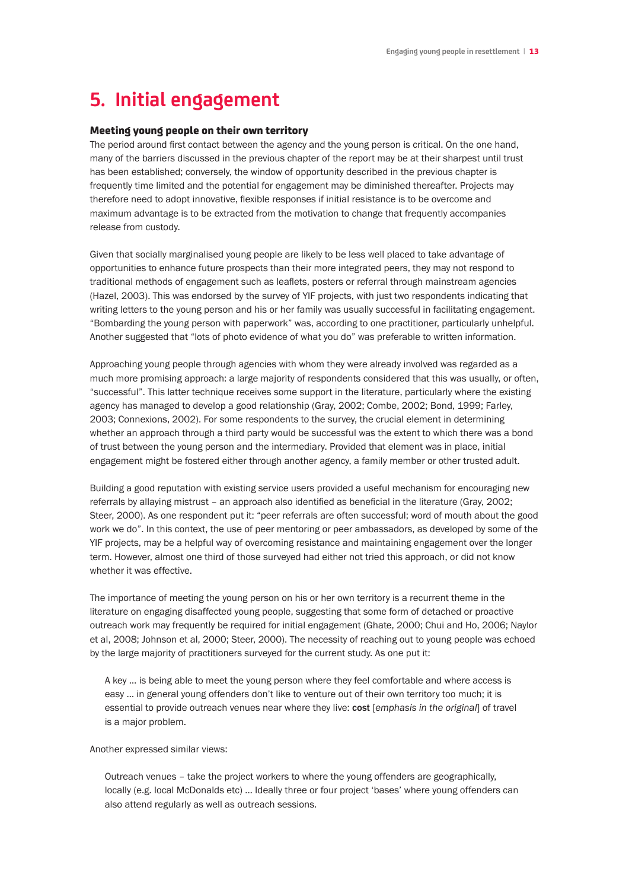# 5. Initial engagement

### Meeting young people on their own territory

The period around first contact between the agency and the young person is critical. On the one hand, many of the barriers discussed in the previous chapter of the report may be at their sharpest until trust has been established; conversely, the window of opportunity described in the previous chapter is frequently time limited and the potential for engagement may be diminished thereafter. Projects may therefore need to adopt innovative, flexible responses if initial resistance is to be overcome and maximum advantage is to be extracted from the motivation to change that frequently accompanies release from custody.

Given that socially marginalised young people are likely to be less well placed to take advantage of opportunities to enhance future prospects than their more integrated peers, they may not respond to traditional methods of engagement such as leaflets, posters or referral through mainstream agencies (Hazel, 2003). This was endorsed by the survey of YIF projects, with just two respondents indicating that writing letters to the young person and his or her family was usually successful in facilitating engagement. "Bombarding the young person with paperwork" was, according to one practitioner, particularly unhelpful. Another suggested that "lots of photo evidence of what you do" was preferable to written information.

Approaching young people through agencies with whom they were already involved was regarded as a much more promising approach: a large majority of respondents considered that this was usually, or often, "successful". This latter technique receives some support in the literature, particularly where the existing agency has managed to develop a good relationship (Gray, 2002; Combe, 2002; Bond, 1999; Farley, 2003; Connexions, 2002). For some respondents to the survey, the crucial element in determining whether an approach through a third party would be successful was the extent to which there was a bond of trust between the young person and the intermediary. Provided that element was in place, initial engagement might be fostered either through another agency, a family member or other trusted adult.

Building a good reputation with existing service users provided a useful mechanism for encouraging new referrals by allaying mistrust – an approach also identified as beneficial in the literature (Gray, 2002; Steer, 2000). As one respondent put it: "peer referrals are often successful; word of mouth about the good work we do". In this context, the use of peer mentoring or peer ambassadors, as developed by some of the YIF projects, may be a helpful way of overcoming resistance and maintaining engagement over the longer term. However, almost one third of those surveyed had either not tried this approach, or did not know whether it was effective.

The importance of meeting the young person on his or her own territory is a recurrent theme in the literature on engaging disaffected young people, suggesting that some form of detached or proactive outreach work may frequently be required for initial engagement (Ghate, 2000; Chui and Ho, 2006; Naylor et al, 2008; Johnson et al, 2000; Steer, 2000). The necessity of reaching out to young people was echoed by the large majority of practitioners surveyed for the current study. As one put it:

> A key … is being able to meet the young person where they feel comfortable and where access is easy … in general young offenders don't like to venture out of their own territory too much; it is essential to provide outreach venues near where they live: **cost** [*emphasis in the original*] of travel is a major problem.

Another expressed similar views:

> Outreach venues – take the project workers to where the young offenders are geographically, locally (e.g. local McDonalds etc) … Ideally three or four project 'bases' where young offenders can also attend regularly as well as outreach sessions.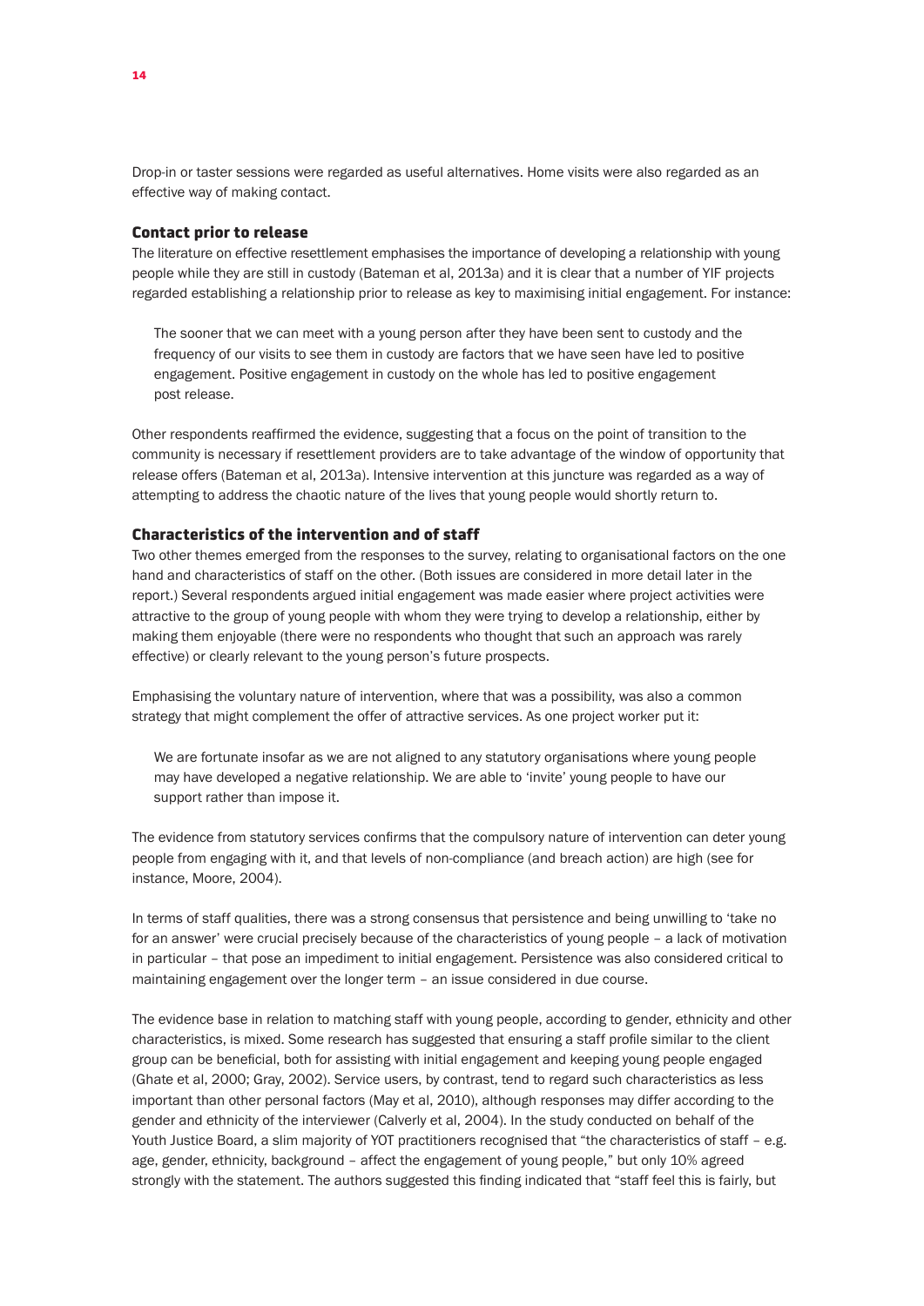Drop-in or taster sessions were regarded as useful alternatives. Home visits were also regarded as an effective way of making contact.

### Contact prior to release

The literature on effective resettlement emphasises the importance of developing a relationship with young people while they are still in custody (Bateman et al, 2013a) and it is clear that a number of YIF projects regarded establishing a relationship prior to release as key to maximising initial engagement. For instance:

> The sooner that we can meet with a young person after they have been sent to custody and the frequency of our visits to see them in custody are factors that we have seen have led to positive engagement. Positive engagement in custody on the whole has led to positive engagement post release.

Other respondents reaffirmed the evidence, suggesting that a focus on the point of transition to the community is necessary if resettlement providers are to take advantage of the window of opportunity that release offers (Bateman et al, 2013a). Intensive intervention at this juncture was regarded as a way of attempting to address the chaotic nature of the lives that young people would shortly return to.

### Characteristics of the intervention and of staff

Two other themes emerged from the responses to the survey, relating to organisational factors on the one hand and characteristics of staff on the other. (Both issues are considered in more detail later in the report.) Several respondents argued initial engagement was made easier where project activities were attractive to the group of young people with whom they were trying to develop a relationship, either by making them enjoyable (there were no respondents who thought that such an approach was rarely effective) or clearly relevant to the young person's future prospects.

Emphasising the voluntary nature of intervention, where that was a possibility, was also a common strategy that might complement the offer of attractive services. As one project worker put it:

> We are fortunate insofar as we are not aligned to any statutory organisations where young people may have developed a negative relationship. We are able to 'invite' young people to have our support rather than impose it.

The evidence from statutory services confirms that the compulsory nature of intervention can deter young people from engaging with it, and that levels of non-compliance (and breach action) are high (see for instance, Moore, 2004).

In terms of staff qualities, there was a strong consensus that persistence and being unwilling to 'take no for an answer' were crucial precisely because of the characteristics of young people – a lack of motivation in particular – that pose an impediment to initial engagement. Persistence was also considered critical to maintaining engagement over the longer term – an issue considered in due course.

The evidence base in relation to matching staff with young people, according to gender, ethnicity and other characteristics, is mixed. Some research has suggested that ensuring a staff profile similar to the client group can be beneficial, both for assisting with initial engagement and keeping young people engaged (Ghate et al, 2000; Gray, 2002). Service users, by contrast, tend to regard such characteristics as less important than other personal factors (May et al, 2010), although responses may differ according to the gender and ethnicity of the interviewer (Calverly et al, 2004). In the study conducted on behalf of the Youth Justice Board, a slim majority of YOT practitioners recognised that "the characteristics of staff – e.g. age, gender, ethnicity, background – affect the engagement of young people," but only 10% agreed strongly with the statement. The authors suggested this finding indicated that "staff feel this is fairly, but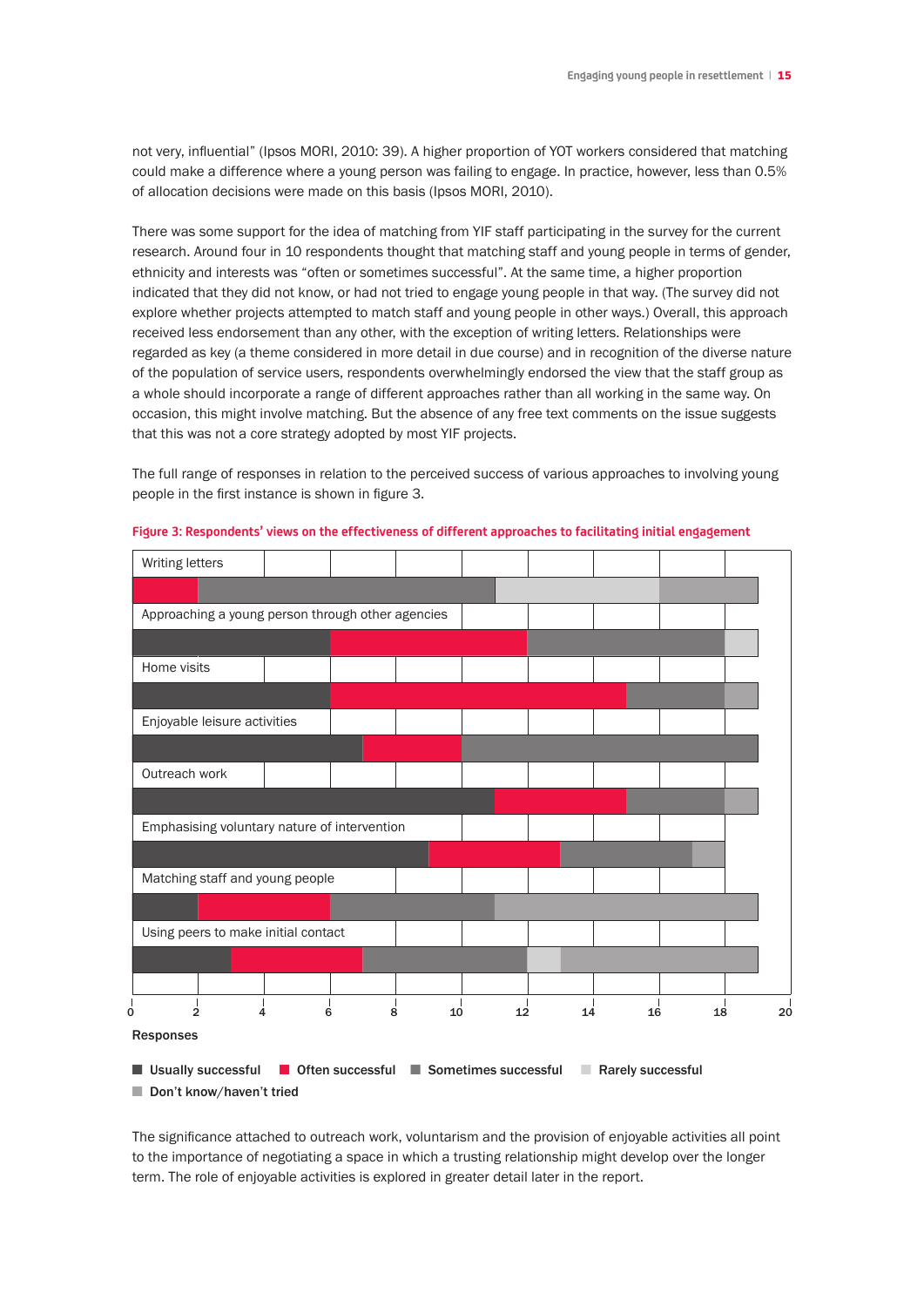not very, influential" (Ipsos MORI, 2010: 39). A higher proportion of YOT workers considered that matching could make a difference where a young person was failing to engage. In practice, however, less than 0.5% of allocation decisions were made on this basis (Ipsos MORI, 2010).

There was some support for the idea of matching from YIF staff participating in the survey for the current research. Around four in 10 respondents thought that matching staff and young people in terms of gender, ethnicity and interests was "often or sometimes successful". At the same time, a higher proportion indicated that they did not know, or had not tried to engage young people in that way. (The survey did not explore whether projects attempted to match staff and young people in other ways.) Overall, this approach received less endorsement than any other, with the exception of writing letters. Relationships were regarded as key (a theme considered in more detail in due course) and in recognition of the diverse nature of the population of service users, respondents overwhelmingly endorsed the view that the staff group as a whole should incorporate a range of different approaches rather than all working in the same way. On occasion, this might involve matching. But the absence of any free text comments on the issue suggests that this was not a core strategy adopted by most YIF projects.

The full range of responses in relation to the perceived success of various approaches to involving young people in the first instance is shown in figure 3.

**Figure 3: Respondents' views on the effectiveness of different approaches to facilitating initial engagement**

| Approach | Usually successful | Often successful | Sometimes successful | Rarely successful | Don't know/haven't tried |
|---|---|---|---|---|---|
| Writing letters | 0 | 2 | 9 | 5 | 3 |
| Approaching a young person through other agencies | 6 | 6 | 6 | 1 | 0 |
| Home visits | 6 | 9 | 3 | 0 | 1 |
| Enjoyable leisure activities | 7 | 3 | 9 | 0 | 0 |
| Outreach work | 11 | 4 | 3 | 0 | 1 |
| Emphasising voluntary nature of intervention | 9 | 4 | 4 | 0 | 1 |
| Matching staff and young people | 2 | 4 | 5 | 0 | 8 |
| Using peers to make initial contact | 3 | 4 | 5 | 1 | 6 |

Responses

The significance attached to outreach work, voluntarism and the provision of enjoyable activities all point to the importance of negotiating a space in which a trusting relationship might develop over the longer term. The role of enjoyable activities is explored in greater detail later in the report.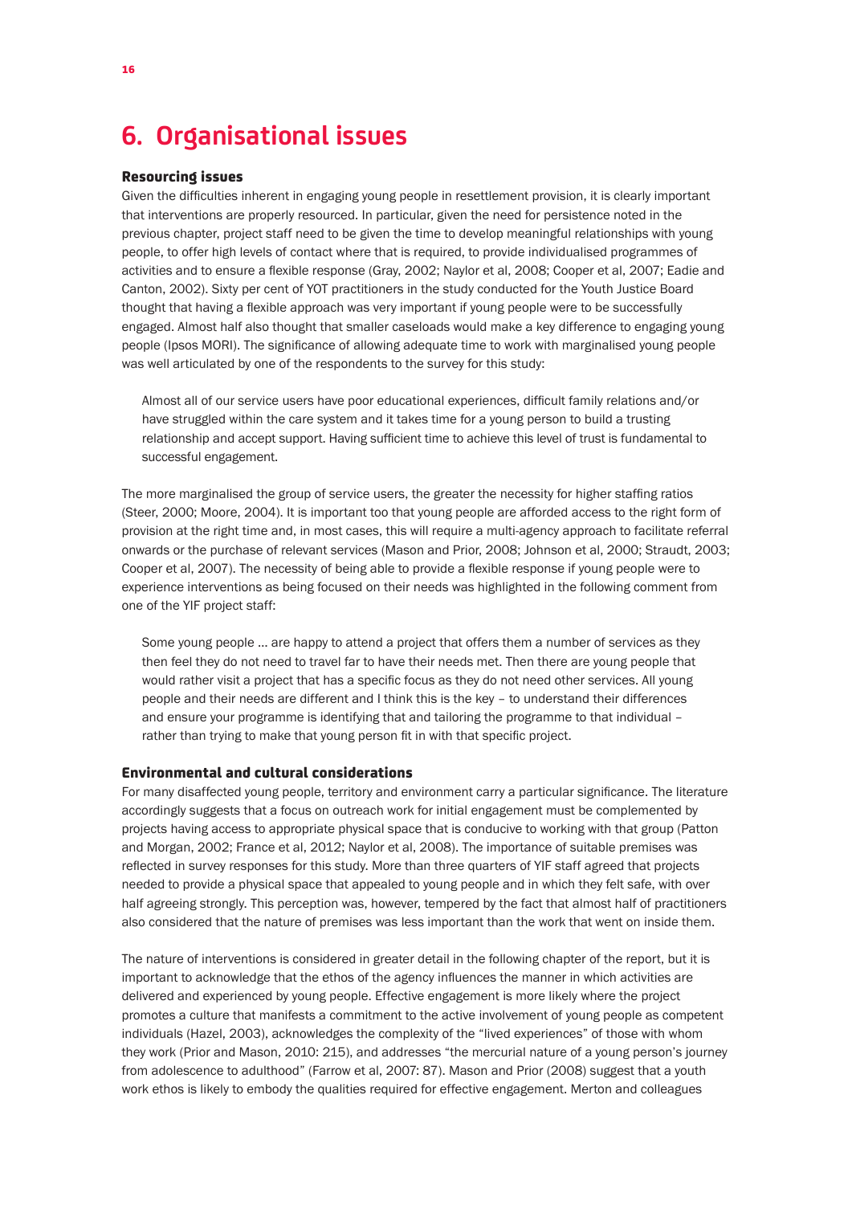# 6. Organisational issues

### Resourcing issues

Given the difficulties inherent in engaging young people in resettlement provision, it is clearly important that interventions are properly resourced. In particular, given the need for persistence noted in the previous chapter, project staff need to be given the time to develop meaningful relationships with young people, to offer high levels of contact where that is required, to provide individualised programmes of activities and to ensure a flexible response (Gray, 2002; Naylor et al, 2008; Cooper et al, 2007; Eadie and Canton, 2002). Sixty per cent of YOT practitioners in the study conducted for the Youth Justice Board thought that having a flexible approach was very important if young people were to be successfully engaged. Almost half also thought that smaller caseloads would make a key difference to engaging young people (Ipsos MORI). The significance of allowing adequate time to work with marginalised young people was well articulated by one of the respondents to the survey for this study:

> Almost all of our service users have poor educational experiences, difficult family relations and/or have struggled within the care system and it takes time for a young person to build a trusting relationship and accept support. Having sufficient time to achieve this level of trust is fundamental to successful engagement.

The more marginalised the group of service users, the greater the necessity for higher staffing ratios (Steer, 2000; Moore, 2004). It is important too that young people are afforded access to the right form of provision at the right time and, in most cases, this will require a multi-agency approach to facilitate referral onwards or the purchase of relevant services (Mason and Prior, 2008; Johnson et al, 2000; Straudt, 2003; Cooper et al, 2007). The necessity of being able to provide a flexible response if young people were to experience interventions as being focused on their needs was highlighted in the following comment from one of the YIF project staff:

> Some young people ... are happy to attend a project that offers them a number of services as they then feel they do not need to travel far to have their needs met. Then there are young people that would rather visit a project that has a specific focus as they do not need other services. All young people and their needs are different and I think this is the key – to understand their differences and ensure your programme is identifying that and tailoring the programme to that individual – rather than trying to make that young person fit in with that specific project.

### Environmental and cultural considerations

For many disaffected young people, territory and environment carry a particular significance. The literature accordingly suggests that a focus on outreach work for initial engagement must be complemented by projects having access to appropriate physical space that is conducive to working with that group (Patton and Morgan, 2002; France et al, 2012; Naylor et al, 2008). The importance of suitable premises was reflected in survey responses for this study. More than three quarters of YIF staff agreed that projects needed to provide a physical space that appealed to young people and in which they felt safe, with over half agreeing strongly. This perception was, however, tempered by the fact that almost half of practitioners also considered that the nature of premises was less important than the work that went on inside them.

The nature of interventions is considered in greater detail in the following chapter of the report, but it is important to acknowledge that the ethos of the agency influences the manner in which activities are delivered and experienced by young people. Effective engagement is more likely where the project promotes a culture that manifests a commitment to the active involvement of young people as competent individuals (Hazel, 2003), acknowledges the complexity of the "lived experiences" of those with whom they work (Prior and Mason, 2010: 215), and addresses "the mercurial nature of a young person's journey from adolescence to adulthood" (Farrow et al, 2007: 87). Mason and Prior (2008) suggest that a youth work ethos is likely to embody the qualities required for effective engagement. Merton and colleagues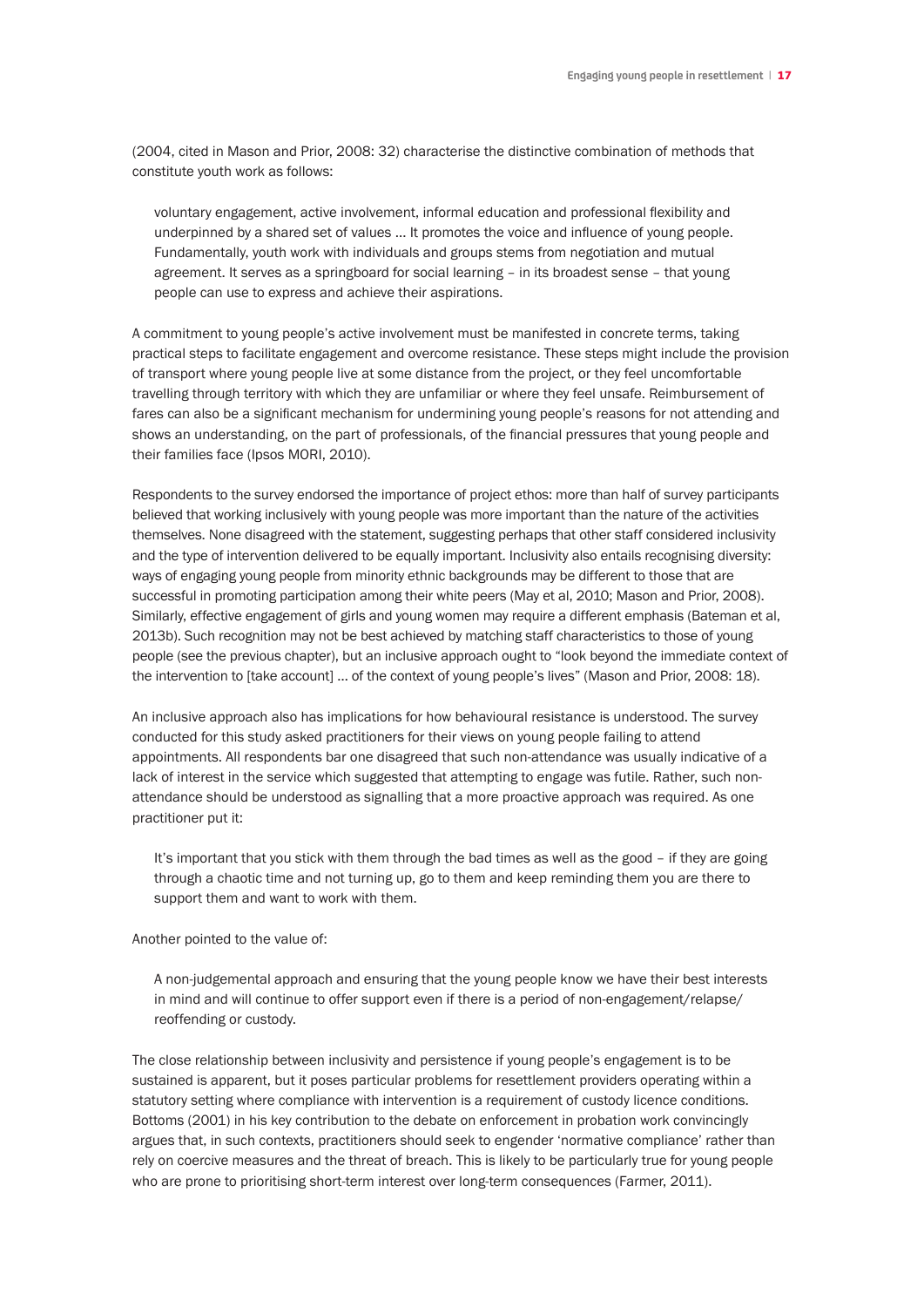(2004, cited in Mason and Prior, 2008: 32) characterise the distinctive combination of methods that constitute youth work as follows:

> voluntary engagement, active involvement, informal education and professional flexibility and underpinned by a shared set of values … It promotes the voice and influence of young people. Fundamentally, youth work with individuals and groups stems from negotiation and mutual agreement. It serves as a springboard for social learning – in its broadest sense – that young people can use to express and achieve their aspirations.

A commitment to young people's active involvement must be manifested in concrete terms, taking practical steps to facilitate engagement and overcome resistance. These steps might include the provision of transport where young people live at some distance from the project, or they feel uncomfortable travelling through territory with which they are unfamiliar or where they feel unsafe. Reimbursement of fares can also be a significant mechanism for undermining young people's reasons for not attending and shows an understanding, on the part of professionals, of the financial pressures that young people and their families face (Ipsos MORI, 2010).

Respondents to the survey endorsed the importance of project ethos: more than half of survey participants believed that working inclusively with young people was more important than the nature of the activities themselves. None disagreed with the statement, suggesting perhaps that other staff considered inclusivity and the type of intervention delivered to be equally important. Inclusivity also entails recognising diversity: ways of engaging young people from minority ethnic backgrounds may be different to those that are successful in promoting participation among their white peers (May et al, 2010; Mason and Prior, 2008). Similarly, effective engagement of girls and young women may require a different emphasis (Bateman et al, 2013b). Such recognition may not be best achieved by matching staff characteristics to those of young people (see the previous chapter), but an inclusive approach ought to "look beyond the immediate context of the intervention to [take account] … of the context of young people's lives" (Mason and Prior, 2008: 18).

An inclusive approach also has implications for how behavioural resistance is understood. The survey conducted for this study asked practitioners for their views on young people failing to attend appointments. All respondents bar one disagreed that such non-attendance was usually indicative of a lack of interest in the service which suggested that attempting to engage was futile. Rather, such non-attendance should be understood as signalling that a more proactive approach was required. As one practitioner put it:

> It's important that you stick with them through the bad times as well as the good – if they are going through a chaotic time and not turning up, go to them and keep reminding them you are there to support them and want to work with them.

Another pointed to the value of:

> A non-judgemental approach and ensuring that the young people know we have their best interests in mind and will continue to offer support even if there is a period of non-engagement/relapse/reoffending or custody.

The close relationship between inclusivity and persistence if young people's engagement is to be sustained is apparent, but it poses particular problems for resettlement providers operating within a statutory setting where compliance with intervention is a requirement of custody licence conditions. Bottoms (2001) in his key contribution to the debate on enforcement in probation work convincingly argues that, in such contexts, practitioners should seek to engender 'normative compliance' rather than rely on coercive measures and the threat of breach. This is likely to be particularly true for young people who are prone to prioritising short-term interest over long-term consequences (Farmer, 2011).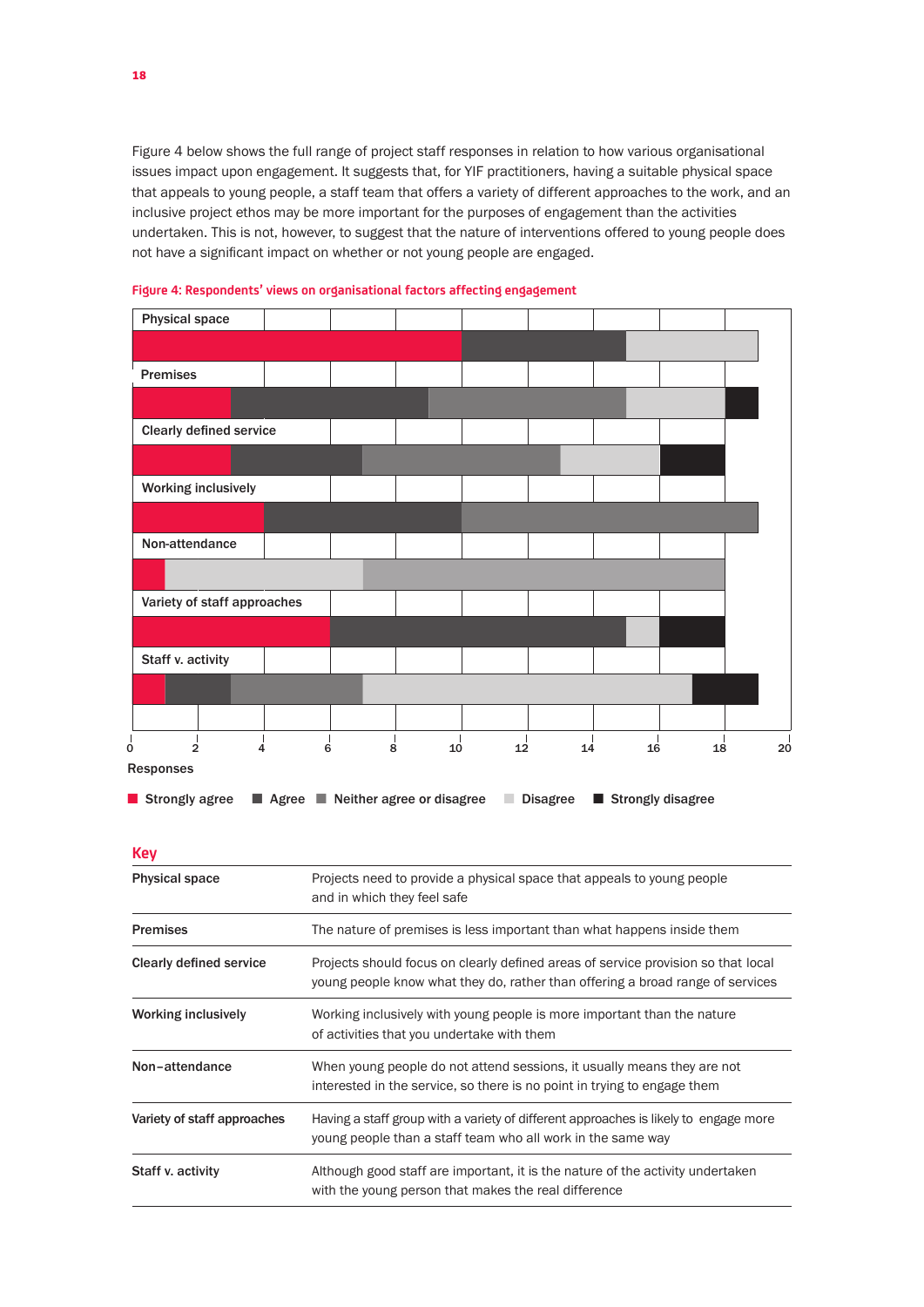Figure 4 below shows the full range of project staff responses in relation to how various organisational issues impact upon engagement. It suggests that, for YIF practitioners, having a suitable physical space that appeals to young people, a staff team that offers a variety of different approaches to the work, and an inclusive project ethos may be more important for the purposes of engagement than the activities undertaken. This is not, however, to suggest that the nature of interventions offered to young people does not have a significant impact on whether or not young people are engaged.

**Figure 4: Respondents' views on organisational factors affecting engagement**

| | Strongly agree | Agree | Neither agree or disagree | Disagree | Strongly disagree |
|---|---|---|---|---|---|
| Physical space | 10 | 5 | 0 | 4 | 0 |
| Premises | 3 | 6 | 6 | 3 | 1 |
| Clearly defined service | 3 | 4 | 6 | 3 | 2 |
| Working inclusively | 4 | 6 | 9 | 0 | 0 |
| Non-attendance | 1 | 0 | 11 | 6 | 0 |
| Variety of staff approaches | 6 | 9 | 0 | 1 | 2 |
| Staff v. activity | 1 | 2 | 4 | 10 | 2 |

Responses

## Key

| | |
|---|---|
| **Physical space** | Projects need to provide a physical space that appeals to young people and in which they feel safe |
| **Premises** | The nature of premises is less important than what happens inside them |
| **Clearly defined service** | Projects should focus on clearly defined areas of service provision so that local young people know what they do, rather than offering a broad range of services |
| **Working inclusively** | Working inclusively with young people is more important than the nature of activities that you undertake with them |
| **Non–attendance** | When young people do not attend sessions, it usually means they are not interested in the service, so there is no point in trying to engage them |
| **Variety of staff approaches** | Having a staff group with a variety of different approaches is likely to engage more young people than a staff team who all work in the same way |
| **Staff v. activity** | Although good staff are important, it is the nature of the activity undertaken with the young person that makes the real difference |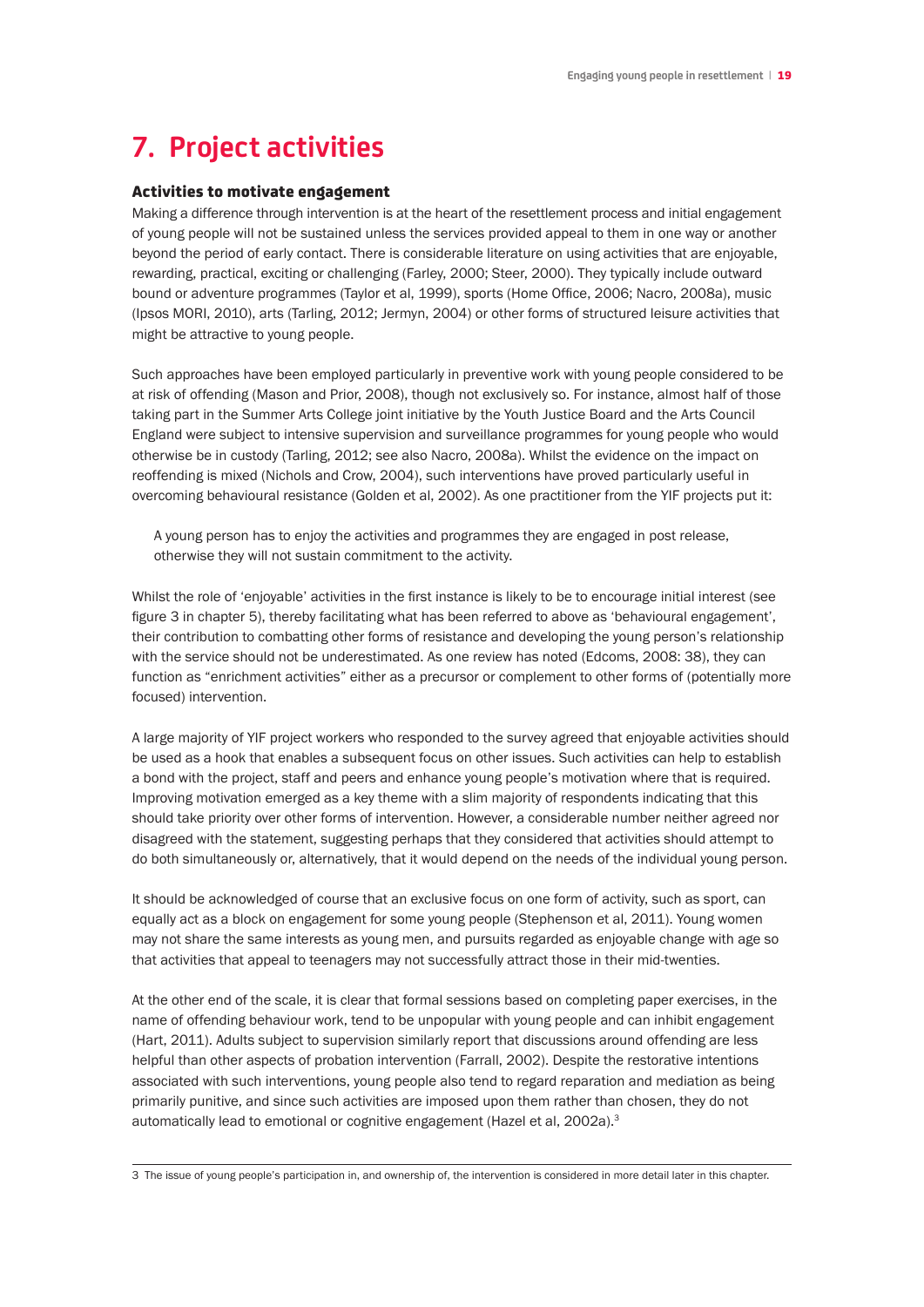# 7. Project activities

### Activities to motivate engagement

Making a difference through intervention is at the heart of the resettlement process and initial engagement of young people will not be sustained unless the services provided appeal to them in one way or another beyond the period of early contact. There is considerable literature on using activities that are enjoyable, rewarding, practical, exciting or challenging (Farley, 2000; Steer, 2000). They typically include outward bound or adventure programmes (Taylor et al, 1999), sports (Home Office, 2006; Nacro, 2008a), music (Ipsos MORI, 2010), arts (Tarling, 2012; Jermyn, 2004) or other forms of structured leisure activities that might be attractive to young people.

Such approaches have been employed particularly in preventive work with young people considered to be at risk of offending (Mason and Prior, 2008), though not exclusively so. For instance, almost half of those taking part in the Summer Arts College joint initiative by the Youth Justice Board and the Arts Council England were subject to intensive supervision and surveillance programmes for young people who would otherwise be in custody (Tarling, 2012; see also Nacro, 2008a). Whilst the evidence on the impact on reoffending is mixed (Nichols and Crow, 2004), such interventions have proved particularly useful in overcoming behavioural resistance (Golden et al, 2002). As one practitioner from the YIF projects put it:

> A young person has to enjoy the activities and programmes they are engaged in post release, otherwise they will not sustain commitment to the activity.

Whilst the role of 'enjoyable' activities in the first instance is likely to be to encourage initial interest (see figure 3 in chapter 5), thereby facilitating what has been referred to above as 'behavioural engagement', their contribution to combatting other forms of resistance and developing the young person's relationship with the service should not be underestimated. As one review has noted (Edcoms, 2008: 38), they can function as "enrichment activities" either as a precursor or complement to other forms of (potentially more focused) intervention.

A large majority of YIF project workers who responded to the survey agreed that enjoyable activities should be used as a hook that enables a subsequent focus on other issues. Such activities can help to establish a bond with the project, staff and peers and enhance young people's motivation where that is required. Improving motivation emerged as a key theme with a slim majority of respondents indicating that this should take priority over other forms of intervention. However, a considerable number neither agreed nor disagreed with the statement, suggesting perhaps that they considered that activities should attempt to do both simultaneously or, alternatively, that it would depend on the needs of the individual young person.

It should be acknowledged of course that an exclusive focus on one form of activity, such as sport, can equally act as a block on engagement for some young people (Stephenson et al, 2011). Young women may not share the same interests as young men, and pursuits regarded as enjoyable change with age so that activities that appeal to teenagers may not successfully attract those in their mid-twenties.

At the other end of the scale, it is clear that formal sessions based on completing paper exercises, in the name of offending behaviour work, tend to be unpopular with young people and can inhibit engagement (Hart, 2011). Adults subject to supervision similarly report that discussions around offending are less helpful than other aspects of probation intervention (Farrall, 2002). Despite the restorative intentions associated with such interventions, young people also tend to regard reparation and mediation as being primarily punitive, and since such activities are imposed upon them rather than chosen, they do not automatically lead to emotional or cognitive engagement (Hazel et al, 2002a).[3]

---

3 The issue of young people's participation in, and ownership of, the intervention is considered in more detail later in this chapter.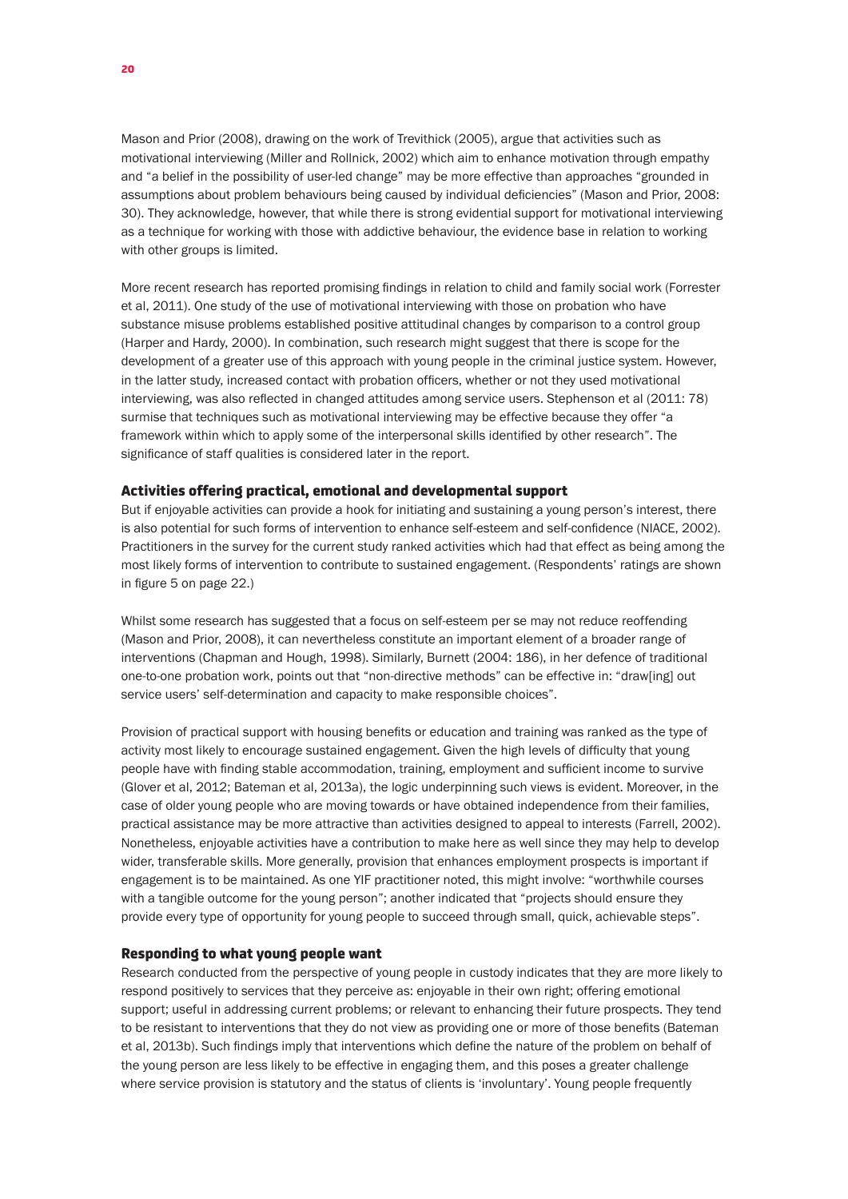Mason and Prior (2008), drawing on the work of Trevithick (2005), argue that activities such as motivational interviewing (Miller and Rollnick, 2002) which aim to enhance motivation through empathy and "a belief in the possibility of user-led change" may be more effective than approaches "grounded in assumptions about problem behaviours being caused by individual deficiencies" (Mason and Prior, 2008: 30). They acknowledge, however, that while there is strong evidential support for motivational interviewing as a technique for working with those with addictive behaviour, the evidence base in relation to working with other groups is limited.

More recent research has reported promising findings in relation to child and family social work (Forrester et al, 2011). One study of the use of motivational interviewing with those on probation who have substance misuse problems established positive attitudinal changes by comparison to a control group (Harper and Hardy, 2000). In combination, such research might suggest that there is scope for the development of a greater use of this approach with young people in the criminal justice system. However, in the latter study, increased contact with probation officers, whether or not they used motivational interviewing, was also reflected in changed attitudes among service users. Stephenson et al (2011: 78) surmise that techniques such as motivational interviewing may be effective because they offer "a framework within which to apply some of the interpersonal skills identified by other research". The significance of staff qualities is considered later in the report.

### Activities offering practical, emotional and developmental support

But if enjoyable activities can provide a hook for initiating and sustaining a young person's interest, there is also potential for such forms of intervention to enhance self-esteem and self-confidence (NIACE, 2002). Practitioners in the survey for the current study ranked activities which had that effect as being among the most likely forms of intervention to contribute to sustained engagement. (Respondents' ratings are shown in figure 5 on page 22.)

Whilst some research has suggested that a focus on self-esteem per se may not reduce reoffending (Mason and Prior, 2008), it can nevertheless constitute an important element of a broader range of interventions (Chapman and Hough, 1998). Similarly, Burnett (2004: 186), in her defence of traditional one-to-one probation work, points out that "non-directive methods" can be effective in: "draw[ing] out service users' self-determination and capacity to make responsible choices".

Provision of practical support with housing benefits or education and training was ranked as the type of activity most likely to encourage sustained engagement. Given the high levels of difficulty that young people have with finding stable accommodation, training, employment and sufficient income to survive (Glover et al, 2012; Bateman et al, 2013a), the logic underpinning such views is evident. Moreover, in the case of older young people who are moving towards or have obtained independence from their families, practical assistance may be more attractive than activities designed to appeal to interests (Farrell, 2002). Nonetheless, enjoyable activities have a contribution to make here as well since they may help to develop wider, transferable skills. More generally, provision that enhances employment prospects is important if engagement is to be maintained. As one YIF practitioner noted, this might involve: "worthwhile courses with a tangible outcome for the young person"; another indicated that "projects should ensure they provide every type of opportunity for young people to succeed through small, quick, achievable steps".

### Responding to what young people want

Research conducted from the perspective of young people in custody indicates that they are more likely to respond positively to services that they perceive as: enjoyable in their own right; offering emotional support; useful in addressing current problems; or relevant to enhancing their future prospects. They tend to be resistant to interventions that they do not view as providing one or more of those benefits (Bateman et al, 2013b). Such findings imply that interventions which define the nature of the problem on behalf of the young person are less likely to be effective in engaging them, and this poses a greater challenge where service provision is statutory and the status of clients is 'involuntary'. Young people frequently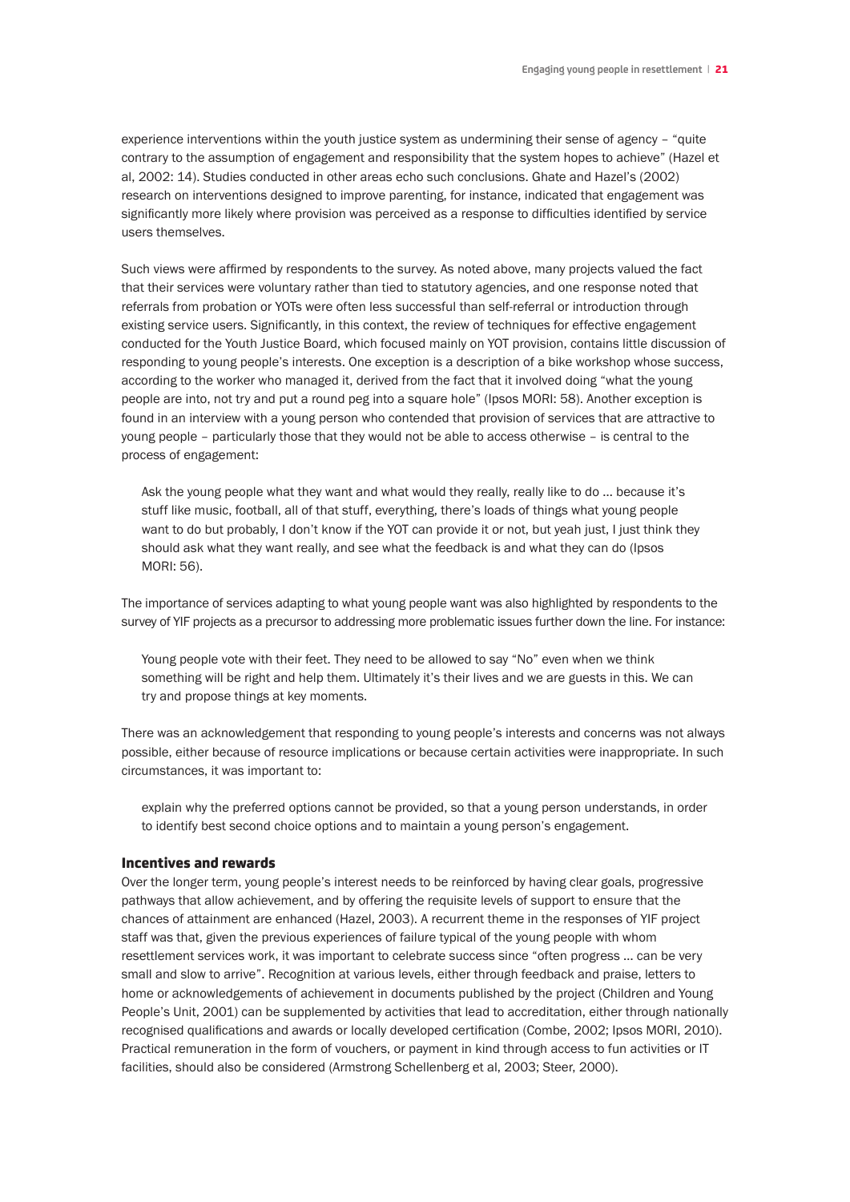experience interventions within the youth justice system as undermining their sense of agency – "quite contrary to the assumption of engagement and responsibility that the system hopes to achieve" (Hazel et al, 2002: 14). Studies conducted in other areas echo such conclusions. Ghate and Hazel's (2002) research on interventions designed to improve parenting, for instance, indicated that engagement was significantly more likely where provision was perceived as a response to difficulties identified by service users themselves.

Such views were affirmed by respondents to the survey. As noted above, many projects valued the fact that their services were voluntary rather than tied to statutory agencies, and one response noted that referrals from probation or YOTs were often less successful than self-referral or introduction through existing service users. Significantly, in this context, the review of techniques for effective engagement conducted for the Youth Justice Board, which focused mainly on YOT provision, contains little discussion of responding to young people's interests. One exception is a description of a bike workshop whose success, according to the worker who managed it, derived from the fact that it involved doing "what the young people are into, not try and put a round peg into a square hole" (Ipsos MORI: 58). Another exception is found in an interview with a young person who contended that provision of services that are attractive to young people – particularly those that they would not be able to access otherwise – is central to the process of engagement:

> Ask the young people what they want and what would they really, really like to do … because it's stuff like music, football, all of that stuff, everything, there's loads of things what young people want to do but probably, I don't know if the YOT can provide it or not, but yeah just, I just think they should ask what they want really, and see what the feedback is and what they can do (Ipsos MORI: 56).

The importance of services adapting to what young people want was also highlighted by respondents to the survey of YIF projects as a precursor to addressing more problematic issues further down the line. For instance:

> Young people vote with their feet. They need to be allowed to say "No" even when we think something will be right and help them. Ultimately it's their lives and we are guests in this. We can try and propose things at key moments.

There was an acknowledgement that responding to young people's interests and concerns was not always possible, either because of resource implications or because certain activities were inappropriate. In such circumstances, it was important to:

> explain why the preferred options cannot be provided, so that a young person understands, in order to identify best second choice options and to maintain a young person's engagement.

### Incentives and rewards

Over the longer term, young people's interest needs to be reinforced by having clear goals, progressive pathways that allow achievement, and by offering the requisite levels of support to ensure that the chances of attainment are enhanced (Hazel, 2003). A recurrent theme in the responses of YIF project staff was that, given the previous experiences of failure typical of the young people with whom resettlement services work, it was important to celebrate success since "often progress … can be very small and slow to arrive". Recognition at various levels, either through feedback and praise, letters to home or acknowledgements of achievement in documents published by the project (Children and Young People's Unit, 2001) can be supplemented by activities that lead to accreditation, either through nationally recognised qualifications and awards or locally developed certification (Combe, 2002; Ipsos MORI, 2010). Practical remuneration in the form of vouchers, or payment in kind through access to fun activities or IT facilities, should also be considered (Armstrong Schellenberg et al, 2003; Steer, 2000).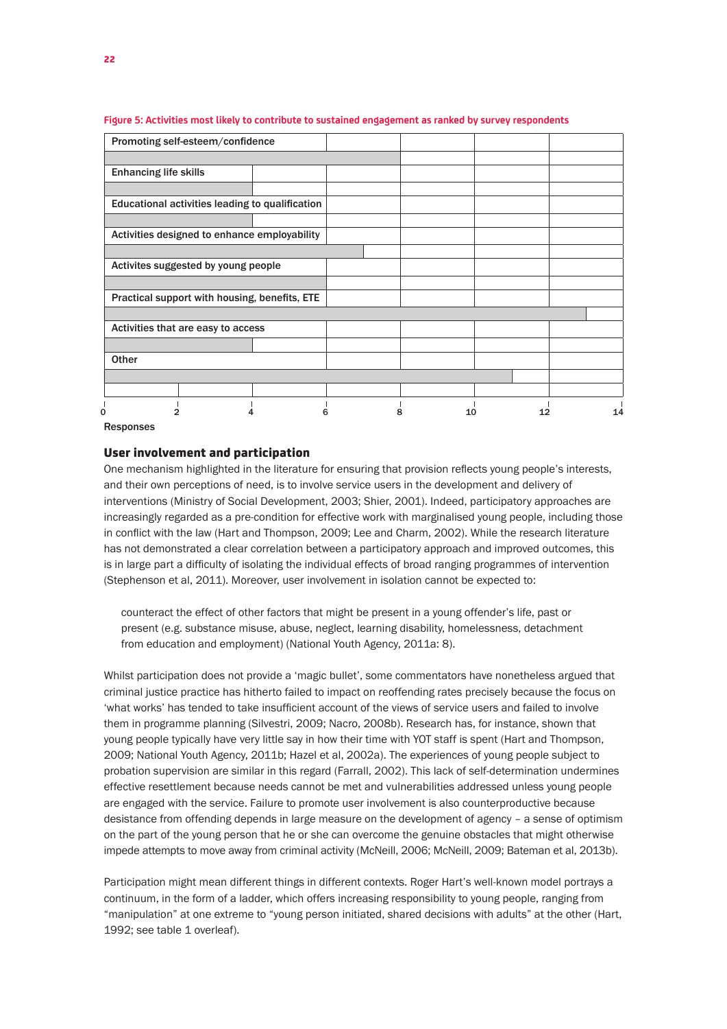**Figure 5: Activities most likely to contribute to sustained engagement as ranked by survey respondents**

- Promoting self-esteem/confidence
- Enhancing life skills
- Educational activities leading to qualification
- Activities designed to enhance employability
- Activites suggested by young people
- Practical support with housing, benefits, ETE
- Activities that are easy to access
- Other

0 2 4 6 8 10 12 14

Responses

## User involvement and participation

One mechanism highlighted in the literature for ensuring that provision reflects young people's interests, and their own perceptions of need, is to involve service users in the development and delivery of interventions (Ministry of Social Development, 2003; Shier, 2001). Indeed, participatory approaches are increasingly regarded as a pre-condition for effective work with marginalised young people, including those in conflict with the law (Hart and Thompson, 2009; Lee and Charm, 2002). While the research literature has not demonstrated a clear correlation between a participatory approach and improved outcomes, this is in large part a difficulty of isolating the individual effects of broad ranging programmes of intervention (Stephenson et al, 2011). Moreover, user involvement in isolation cannot be expected to:

> counteract the effect of other factors that might be present in a young offender's life, past or present (e.g. substance misuse, abuse, neglect, learning disability, homelessness, detachment from education and employment) (National Youth Agency, 2011a: 8).

Whilst participation does not provide a 'magic bullet', some commentators have nonetheless argued that criminal justice practice has hitherto failed to impact on reoffending rates precisely because the focus on 'what works' has tended to take insufficient account of the views of service users and failed to involve them in programme planning (Silvestri, 2009; Nacro, 2008b). Research has, for instance, shown that young people typically have very little say in how their time with YOT staff is spent (Hart and Thompson, 2009; National Youth Agency, 2011b; Hazel et al, 2002a). The experiences of young people subject to probation supervision are similar in this regard (Farrall, 2002). This lack of self-determination undermines effective resettlement because needs cannot be met and vulnerabilities addressed unless young people are engaged with the service. Failure to promote user involvement is also counterproductive because desistance from offending depends in large measure on the development of agency – a sense of optimism on the part of the young person that he or she can overcome the genuine obstacles that might otherwise impede attempts to move away from criminal activity (McNeill, 2006; McNeill, 2009; Bateman et al, 2013b).

Participation might mean different things in different contexts. Roger Hart's well-known model portrays a continuum, in the form of a ladder, which offers increasing responsibility to young people, ranging from "manipulation" at one extreme to "young person initiated, shared decisions with adults" at the other (Hart, 1992; see table 1 overleaf).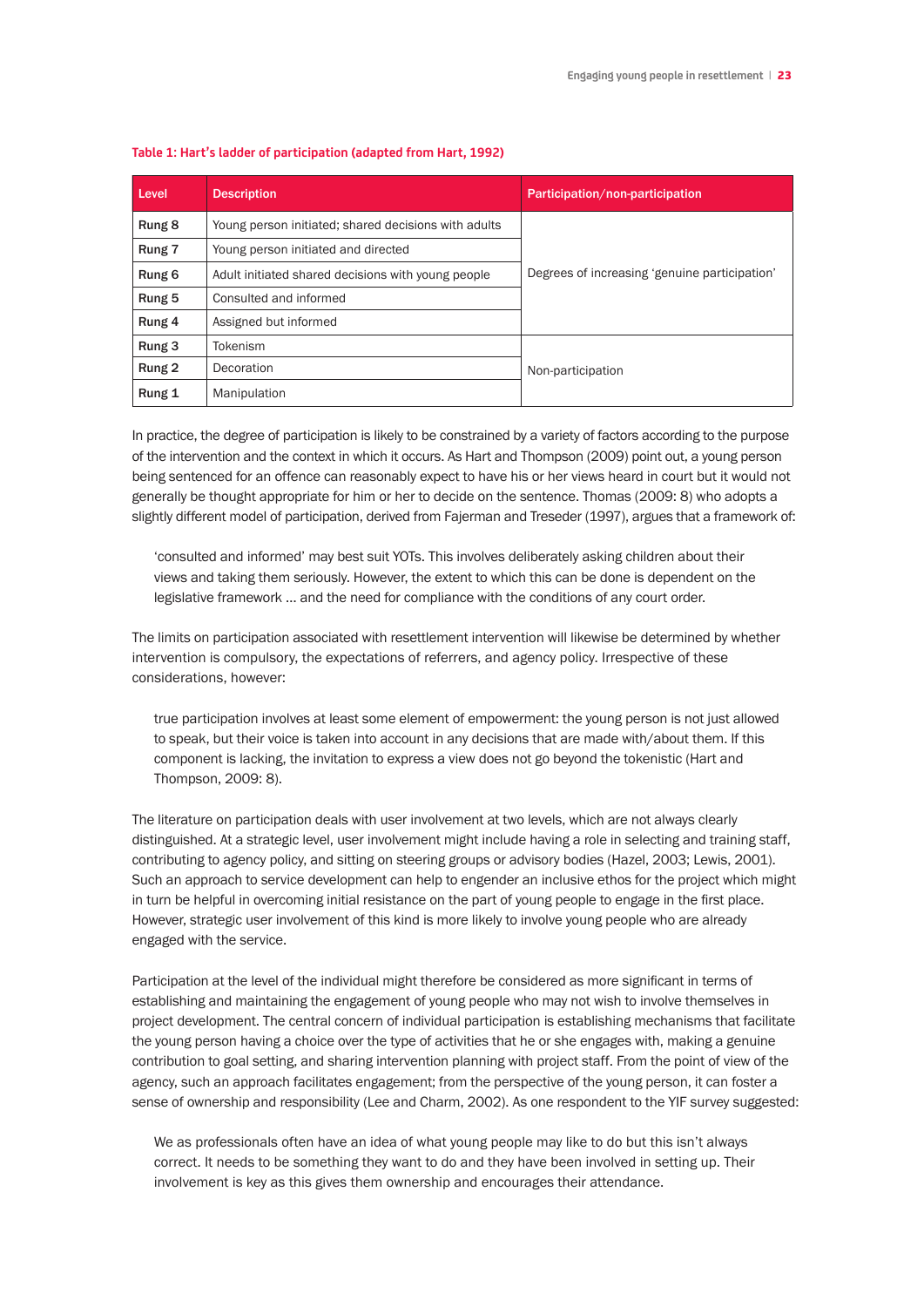**Table 1: Hart's ladder of participation (adapted from Hart, 1992)**

| Level | Description | Participation/non-participation |
|---|---|---|
| Rung 8 | Young person initiated; shared decisions with adults | Degrees of increasing 'genuine participation' |
| Rung 7 | Young person initiated and directed | |
| Rung 6 | Adult initiated shared decisions with young people | |
| Rung 5 | Consulted and informed | |
| Rung 4 | Assigned but informed | |
| Rung 3 | Tokenism | Non-participation |
| Rung 2 | Decoration | |
| Rung 1 | Manipulation | |

In practice, the degree of participation is likely to be constrained by a variety of factors according to the purpose of the intervention and the context in which it occurs. As Hart and Thompson (2009) point out, a young person being sentenced for an offence can reasonably expect to have his or her views heard in court but it would not generally be thought appropriate for him or her to decide on the sentence. Thomas (2009: 8) who adopts a slightly different model of participation, derived from Fajerman and Treseder (1997), argues that a framework of:

> 'consulted and informed' may best suit YOTs. This involves deliberately asking children about their views and taking them seriously. However, the extent to which this can be done is dependent on the legislative framework ... and the need for compliance with the conditions of any court order.

The limits on participation associated with resettlement intervention will likewise be determined by whether intervention is compulsory, the expectations of referrers, and agency policy. Irrespective of these considerations, however:

> true participation involves at least some element of empowerment: the young person is not just allowed to speak, but their voice is taken into account in any decisions that are made with/about them. If this component is lacking, the invitation to express a view does not go beyond the tokenistic (Hart and Thompson, 2009: 8).

The literature on participation deals with user involvement at two levels, which are not always clearly distinguished. At a strategic level, user involvement might include having a role in selecting and training staff, contributing to agency policy, and sitting on steering groups or advisory bodies (Hazel, 2003; Lewis, 2001). Such an approach to service development can help to engender an inclusive ethos for the project which might in turn be helpful in overcoming initial resistance on the part of young people to engage in the first place. However, strategic user involvement of this kind is more likely to involve young people who are already engaged with the service.

Participation at the level of the individual might therefore be considered as more significant in terms of establishing and maintaining the engagement of young people who may not wish to involve themselves in project development. The central concern of individual participation is establishing mechanisms that facilitate the young person having a choice over the type of activities that he or she engages with, making a genuine contribution to goal setting, and sharing intervention planning with project staff. From the point of view of the agency, such an approach facilitates engagement; from the perspective of the young person, it can foster a sense of ownership and responsibility (Lee and Charm, 2002). As one respondent to the YIF survey suggested:

> We as professionals often have an idea of what young people may like to do but this isn't always correct. It needs to be something they want to do and they have been involved in setting up. Their involvement is key as this gives them ownership and encourages their attendance.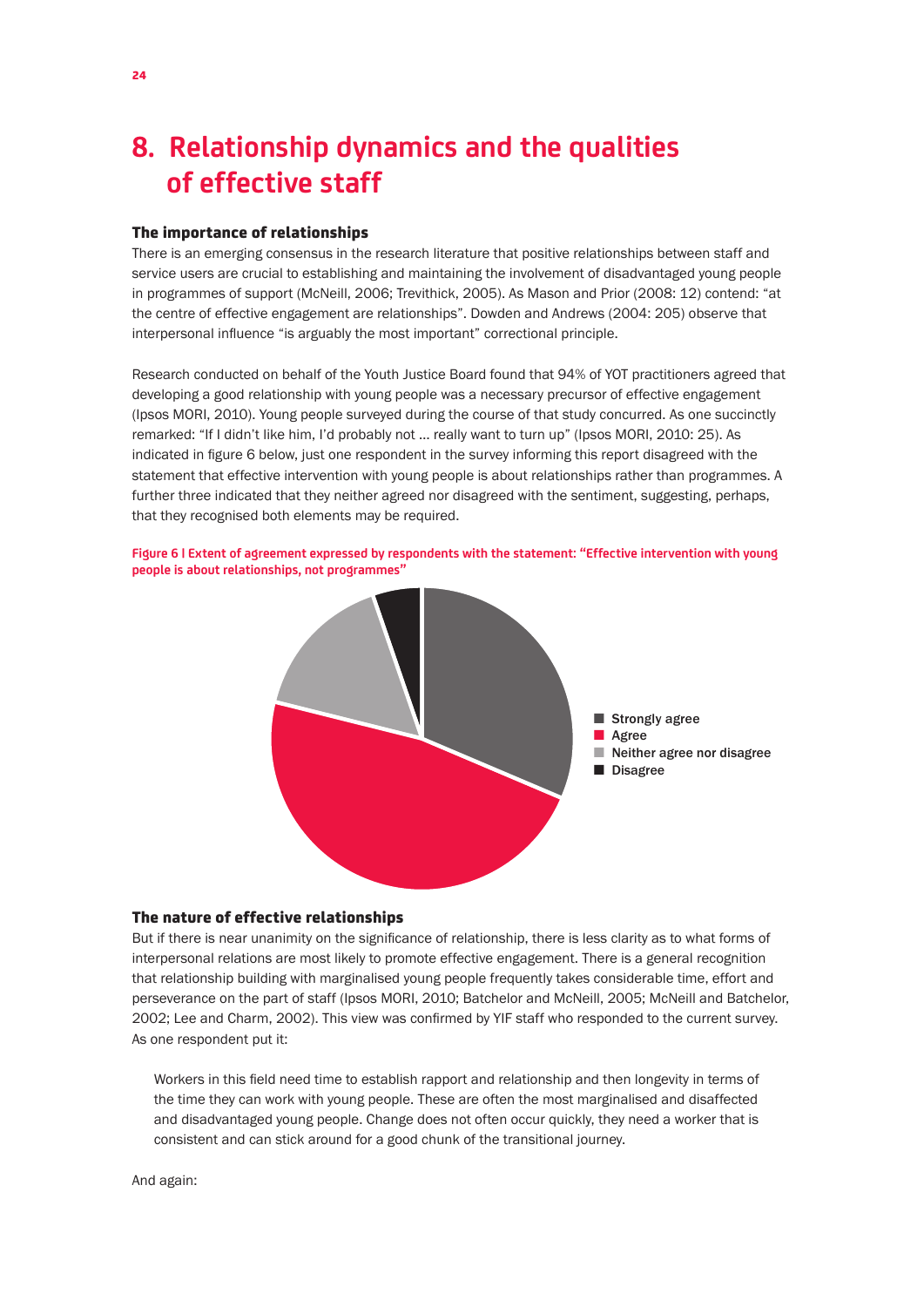# 8. Relationship dynamics and the qualities of effective staff

### The importance of relationships

There is an emerging consensus in the research literature that positive relationships between staff and service users are crucial to establishing and maintaining the involvement of disadvantaged young people in programmes of support (McNeill, 2006; Trevithick, 2005). As Mason and Prior (2008: 12) contend: "at the centre of effective engagement are relationships". Dowden and Andrews (2004: 205) observe that interpersonal influence "is arguably the most important" correctional principle.

Research conducted on behalf of the Youth Justice Board found that 94% of YOT practitioners agreed that developing a good relationship with young people was a necessary precursor of effective engagement (Ipsos MORI, 2010). Young people surveyed during the course of that study concurred. As one succinctly remarked: "If I didn't like him, I'd probably not ... really want to turn up" (Ipsos MORI, 2010: 25). As indicated in figure 6 below, just one respondent in the survey informing this report disagreed with the statement that effective intervention with young people is about relationships rather than programmes. A further three indicated that they neither agreed nor disagreed with the sentiment, suggesting, perhaps, that they recognised both elements may be required.

**Figure 6 | Extent of agreement expressed by respondents with the statement: "Effective intervention with young people is about relationships, not programmes"**

- Strongly agree
- Agree
- Neither agree nor disagree
- Disagree

### The nature of effective relationships

But if there is near unanimity on the significance of relationship, there is less clarity as to what forms of interpersonal relations are most likely to promote effective engagement. There is a general recognition that relationship building with marginalised young people frequently takes considerable time, effort and perseverance on the part of staff (Ipsos MORI, 2010; Batchelor and McNeill, 2005; McNeill and Batchelor, 2002; Lee and Charm, 2002). This view was confirmed by YIF staff who responded to the current survey. As one respondent put it:

> Workers in this field need time to establish rapport and relationship and then longevity in terms of the time they can work with young people. These are often the most marginalised and disaffected and disadvantaged young people. Change does not often occur quickly, they need a worker that is consistent and can stick around for a good chunk of the transitional journey.

And again: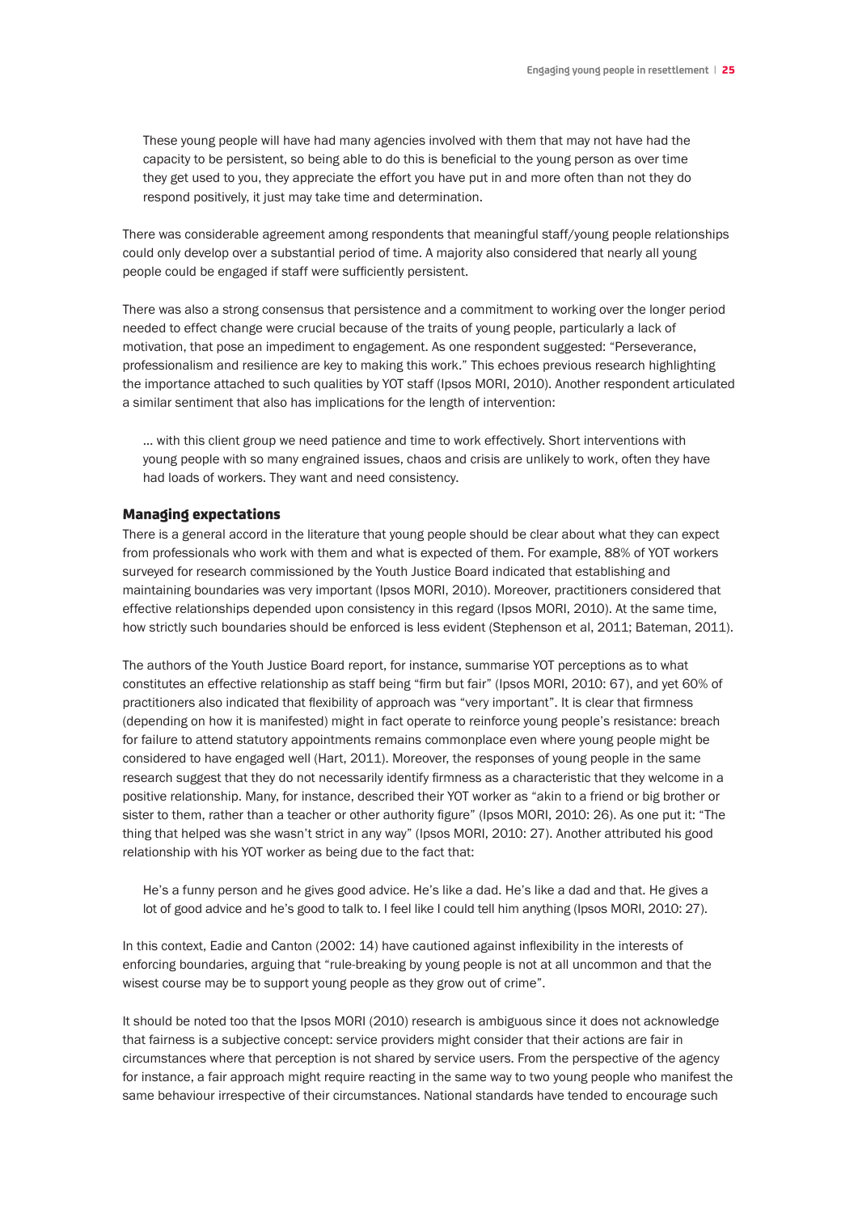> These young people will have had many agencies involved with them that may not have had the capacity to be persistent, so being able to do this is beneficial to the young person as over time they get used to you, they appreciate the effort you have put in and more often than not they do respond positively, it just may take time and determination.

There was considerable agreement among respondents that meaningful staff/young people relationships could only develop over a substantial period of time. A majority also considered that nearly all young people could be engaged if staff were sufficiently persistent.

There was also a strong consensus that persistence and a commitment to working over the longer period needed to effect change were crucial because of the traits of young people, particularly a lack of motivation, that pose an impediment to engagement. As one respondent suggested: "Perseverance, professionalism and resilience are key to making this work." This echoes previous research highlighting the importance attached to such qualities by YOT staff (Ipsos MORI, 2010). Another respondent articulated a similar sentiment that also has implications for the length of intervention:

> … with this client group we need patience and time to work effectively. Short interventions with young people with so many engrained issues, chaos and crisis are unlikely to work, often they have had loads of workers. They want and need consistency.

### Managing expectations

There is a general accord in the literature that young people should be clear about what they can expect from professionals who work with them and what is expected of them. For example, 88% of YOT workers surveyed for research commissioned by the Youth Justice Board indicated that establishing and maintaining boundaries was very important (Ipsos MORI, 2010). Moreover, practitioners considered that effective relationships depended upon consistency in this regard (Ipsos MORI, 2010). At the same time, how strictly such boundaries should be enforced is less evident (Stephenson et al, 2011; Bateman, 2011).

The authors of the Youth Justice Board report, for instance, summarise YOT perceptions as to what constitutes an effective relationship as staff being "firm but fair" (Ipsos MORI, 2010: 67), and yet 60% of practitioners also indicated that flexibility of approach was "very important". It is clear that firmness (depending on how it is manifested) might in fact operate to reinforce young people's resistance: breach for failure to attend statutory appointments remains commonplace even where young people might be considered to have engaged well (Hart, 2011). Moreover, the responses of young people in the same research suggest that they do not necessarily identify firmness as a characteristic that they welcome in a positive relationship. Many, for instance, described their YOT worker as "akin to a friend or big brother or sister to them, rather than a teacher or other authority figure" (Ipsos MORI, 2010: 26). As one put it: "The thing that helped was she wasn't strict in any way" (Ipsos MORI, 2010: 27). Another attributed his good relationship with his YOT worker as being due to the fact that:

> He's a funny person and he gives good advice. He's like a dad. He's like a dad and that. He gives a lot of good advice and he's good to talk to. I feel like I could tell him anything (Ipsos MORI, 2010: 27).

In this context, Eadie and Canton (2002: 14) have cautioned against inflexibility in the interests of enforcing boundaries, arguing that "rule-breaking by young people is not at all uncommon and that the wisest course may be to support young people as they grow out of crime".

It should be noted too that the Ipsos MORI (2010) research is ambiguous since it does not acknowledge that fairness is a subjective concept: service providers might consider that their actions are fair in circumstances where that perception is not shared by service users. From the perspective of the agency for instance, a fair approach might require reacting in the same way to two young people who manifest the same behaviour irrespective of their circumstances. National standards have tended to encourage such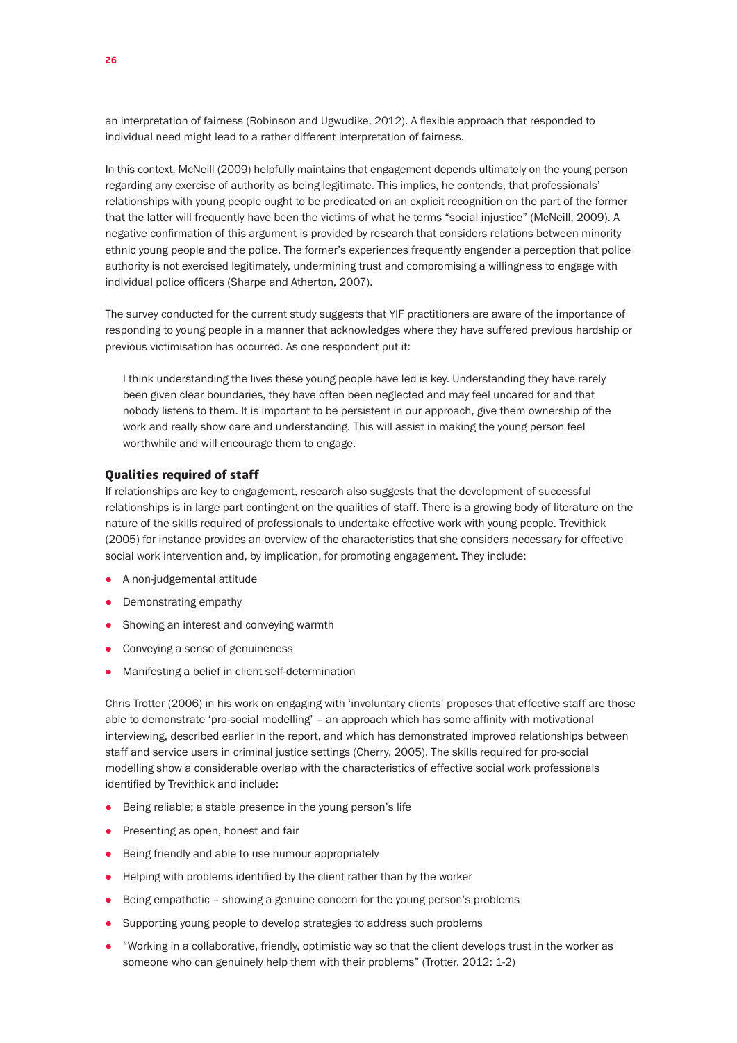an interpretation of fairness (Robinson and Ugwudike, 2012). A flexible approach that responded to individual need might lead to a rather different interpretation of fairness.

In this context, McNeill (2009) helpfully maintains that engagement depends ultimately on the young person regarding any exercise of authority as being legitimate. This implies, he contends, that professionals' relationships with young people ought to be predicated on an explicit recognition on the part of the former that the latter will frequently have been the victims of what he terms "social injustice" (McNeill, 2009). A negative confirmation of this argument is provided by research that considers relations between minority ethnic young people and the police. The former's experiences frequently engender a perception that police authority is not exercised legitimately, undermining trust and compromising a willingness to engage with individual police officers (Sharpe and Atherton, 2007).

The survey conducted for the current study suggests that YIF practitioners are aware of the importance of responding to young people in a manner that acknowledges where they have suffered previous hardship or previous victimisation has occurred. As one respondent put it:

> I think understanding the lives these young people have led is key. Understanding they have rarely been given clear boundaries, they have often been neglected and may feel uncared for and that nobody listens to them. It is important to be persistent in our approach, give them ownership of the work and really show care and understanding. This will assist in making the young person feel worthwhile and will encourage them to engage.

### Qualities required of staff

If relationships are key to engagement, research also suggests that the development of successful relationships is in large part contingent on the qualities of staff. There is a growing body of literature on the nature of the skills required of professionals to undertake effective work with young people. Trevithick (2005) for instance provides an overview of the characteristics that she considers necessary for effective social work intervention and, by implication, for promoting engagement. They include:

- A non-judgemental attitude
- Demonstrating empathy
- Showing an interest and conveying warmth
- Conveying a sense of genuineness
- Manifesting a belief in client self-determination

Chris Trotter (2006) in his work on engaging with 'involuntary clients' proposes that effective staff are those able to demonstrate 'pro-social modelling' – an approach which has some affinity with motivational interviewing, described earlier in the report, and which has demonstrated improved relationships between staff and service users in criminal justice settings (Cherry, 2005). The skills required for pro-social modelling show a considerable overlap with the characteristics of effective social work professionals identified by Trevithick and include:

- Being reliable; a stable presence in the young person's life
- Presenting as open, honest and fair
- Being friendly and able to use humour appropriately
- Helping with problems identified by the client rather than by the worker
- Being empathetic – showing a genuine concern for the young person's problems
- Supporting young people to develop strategies to address such problems
- "Working in a collaborative, friendly, optimistic way so that the client develops trust in the worker as someone who can genuinely help them with their problems" (Trotter, 2012: 1-2)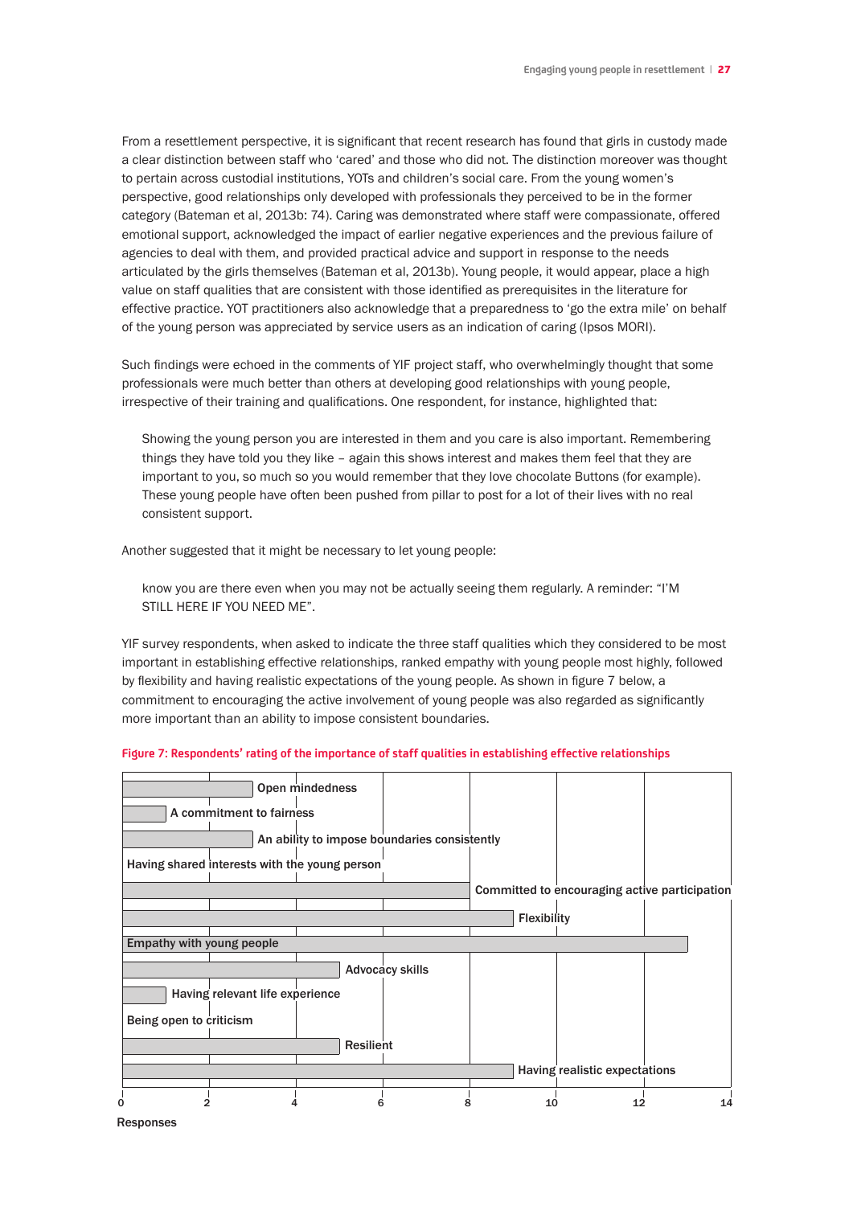From a resettlement perspective, it is significant that recent research has found that girls in custody made a clear distinction between staff who 'cared' and those who did not. The distinction moreover was thought to pertain across custodial institutions, YOTs and children's social care. From the young women's perspective, good relationships only developed with professionals they perceived to be in the former category (Bateman et al, 2013b: 74). Caring was demonstrated where staff were compassionate, offered emotional support, acknowledged the impact of earlier negative experiences and the previous failure of agencies to deal with them, and provided practical advice and support in response to the needs articulated by the girls themselves (Bateman et al, 2013b). Young people, it would appear, place a high value on staff qualities that are consistent with those identified as prerequisites in the literature for effective practice. YOT practitioners also acknowledge that a preparedness to 'go the extra mile' on behalf of the young person was appreciated by service users as an indication of caring (Ipsos MORI).

Such findings were echoed in the comments of YIF project staff, who overwhelmingly thought that some professionals were much better than others at developing good relationships with young people, irrespective of their training and qualifications. One respondent, for instance, highlighted that:

> Showing the young person you are interested in them and you care is also important. Remembering things they have told you they like – again this shows interest and makes them feel that they are important to you, so much so you would remember that they love chocolate Buttons (for example). These young people have often been pushed from pillar to post for a lot of their lives with no real consistent support.

Another suggested that it might be necessary to let young people:

> know you are there even when you may not be actually seeing them regularly. A reminder: "I'M STILL HERE IF YOU NEED ME".

YIF survey respondents, when asked to indicate the three staff qualities which they considered to be most important in establishing effective relationships, ranked empathy with young people most highly, followed by flexibility and having realistic expectations of the young people. As shown in figure 7 below, a commitment to encouraging the active involvement of young people was also regarded as significantly more important than an ability to impose consistent boundaries.

**Figure 7: Respondents' rating of the importance of staff qualities in establishing effective relationships**

| Staff quality | Responses |
|---|---|
| Open mindedness | 3 |
| A commitment to fairness | 1 |
| An ability to impose boundaries consistently | 3 |
| Having shared interests with the young person | 0 |
| Committed to encouraging active participation | 8 |
| Flexibility | 9 |
| Empathy with young people | 13 |
| Advocacy skills | 5 |
| Having relevant life experience | 1 |
| Being open to criticism | 0 |
| Resilient | 5 |
| Having realistic expectations | 9 |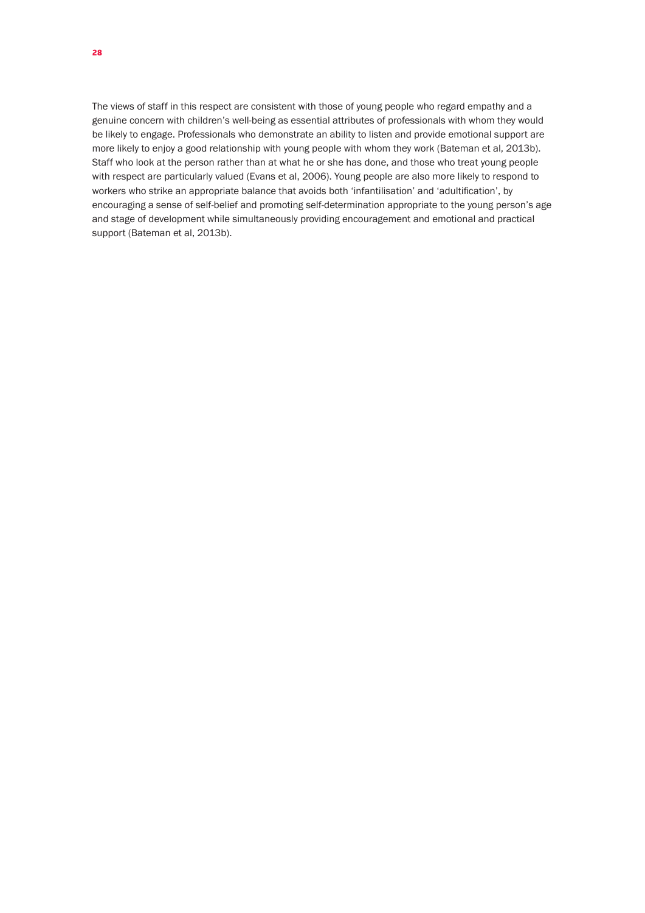The views of staff in this respect are consistent with those of young people who regard empathy and a genuine concern with children's well-being as essential attributes of professionals with whom they would be likely to engage. Professionals who demonstrate an ability to listen and provide emotional support are more likely to enjoy a good relationship with young people with whom they work (Bateman et al, 2013b). Staff who look at the person rather than at what he or she has done, and those who treat young people with respect are particularly valued (Evans et al, 2006). Young people are also more likely to respond to workers who strike an appropriate balance that avoids both 'infantilisation' and 'adultification', by encouraging a sense of self-belief and promoting self-determination appropriate to the young person's age and stage of development while simultaneously providing encouragement and emotional and practical support (Bateman et al, 2013b).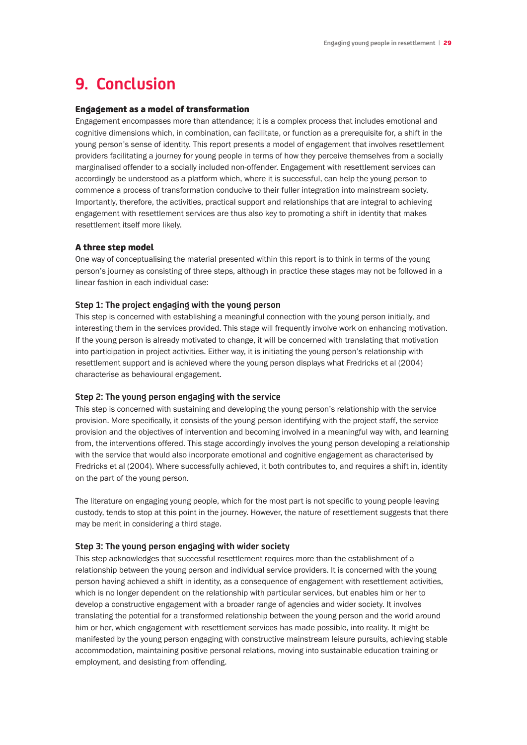# 9. Conclusion

### Engagement as a model of transformation

Engagement encompasses more than attendance; it is a complex process that includes emotional and cognitive dimensions which, in combination, can facilitate, or function as a prerequisite for, a shift in the young person's sense of identity. This report presents a model of engagement that involves resettlement providers facilitating a journey for young people in terms of how they perceive themselves from a socially marginalised offender to a socially included non-offender. Engagement with resettlement services can accordingly be understood as a platform which, where it is successful, can help the young person to commence a process of transformation conducive to their fuller integration into mainstream society. Importantly, therefore, the activities, practical support and relationships that are integral to achieving engagement with resettlement services are thus also key to promoting a shift in identity that makes resettlement itself more likely.

### A three step model

One way of conceptualising the material presented within this report is to think in terms of the young person's journey as consisting of three steps, although in practice these stages may not be followed in a linear fashion in each individual case:

#### Step 1: The project engaging with the young person

This step is concerned with establishing a meaningful connection with the young person initially, and interesting them in the services provided. This stage will frequently involve work on enhancing motivation. If the young person is already motivated to change, it will be concerned with translating that motivation into participation in project activities. Either way, it is initiating the young person's relationship with resettlement support and is achieved where the young person displays what Fredricks et al (2004) characterise as behavioural engagement.

#### Step 2: The young person engaging with the service

This step is concerned with sustaining and developing the young person's relationship with the service provision. More specifically, it consists of the young person identifying with the project staff, the service provision and the objectives of intervention and becoming involved in a meaningful way with, and learning from, the interventions offered. This stage accordingly involves the young person developing a relationship with the service that would also incorporate emotional and cognitive engagement as characterised by Fredricks et al (2004). Where successfully achieved, it both contributes to, and requires a shift in, identity on the part of the young person.

The literature on engaging young people, which for the most part is not specific to young people leaving custody, tends to stop at this point in the journey. However, the nature of resettlement suggests that there may be merit in considering a third stage.

#### Step 3: The young person engaging with wider society

This step acknowledges that successful resettlement requires more than the establishment of a relationship between the young person and individual service providers. It is concerned with the young person having achieved a shift in identity, as a consequence of engagement with resettlement activities, which is no longer dependent on the relationship with particular services, but enables him or her to develop a constructive engagement with a broader range of agencies and wider society. It involves translating the potential for a transformed relationship between the young person and the world around him or her, which engagement with resettlement services has made possible, into reality. It might be manifested by the young person engaging with constructive mainstream leisure pursuits, achieving stable accommodation, maintaining positive personal relations, moving into sustainable education training or employment, and desisting from offending.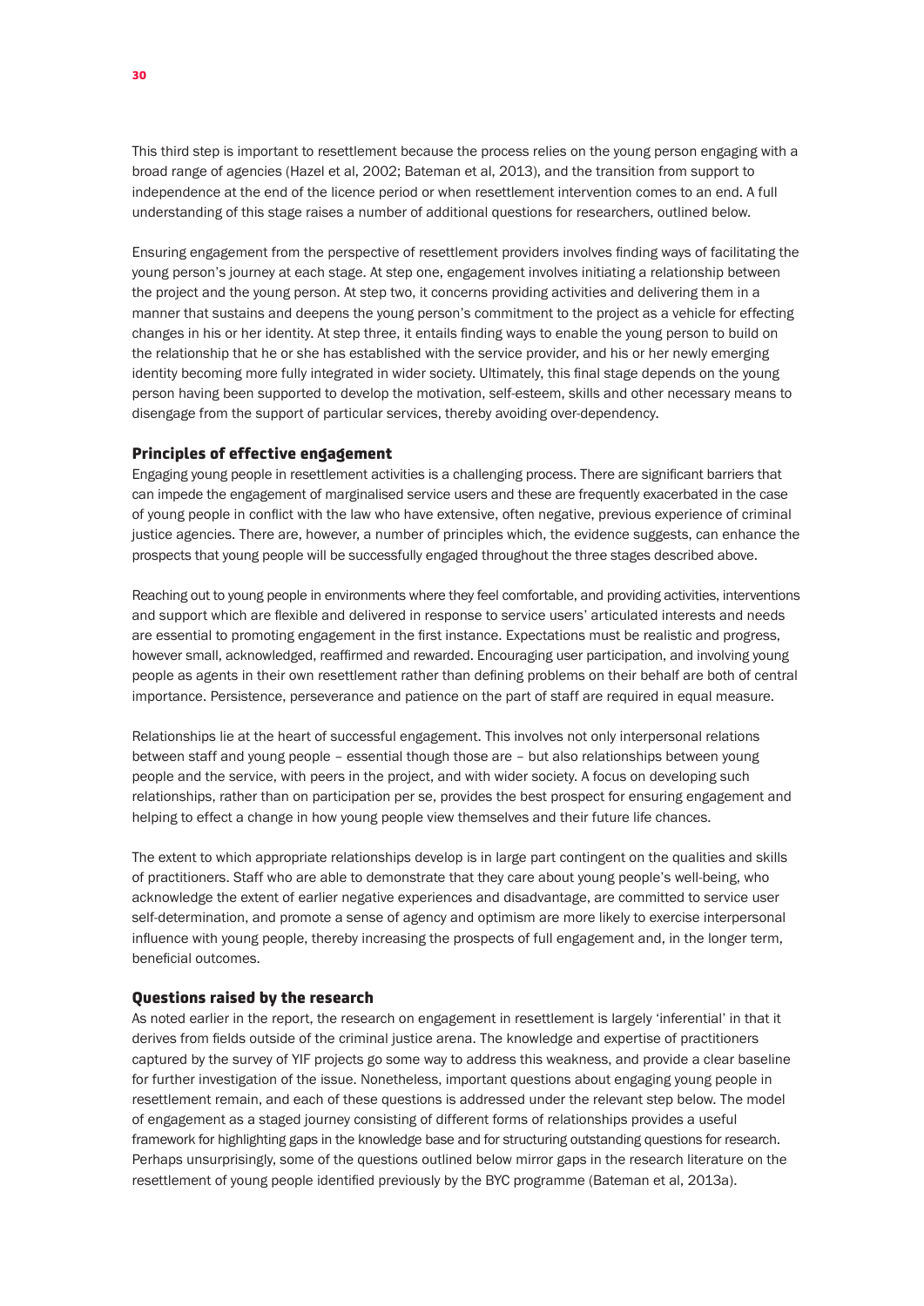This third step is important to resettlement because the process relies on the young person engaging with a broad range of agencies (Hazel et al, 2002; Bateman et al, 2013), and the transition from support to independence at the end of the licence period or when resettlement intervention comes to an end. A full understanding of this stage raises a number of additional questions for researchers, outlined below.

Ensuring engagement from the perspective of resettlement providers involves finding ways of facilitating the young person's journey at each stage. At step one, engagement involves initiating a relationship between the project and the young person. At step two, it concerns providing activities and delivering them in a manner that sustains and deepens the young person's commitment to the project as a vehicle for effecting changes in his or her identity. At step three, it entails finding ways to enable the young person to build on the relationship that he or she has established with the service provider, and his or her newly emerging identity becoming more fully integrated in wider society. Ultimately, this final stage depends on the young person having been supported to develop the motivation, self-esteem, skills and other necessary means to disengage from the support of particular services, thereby avoiding over-dependency.

### Principles of effective engagement

Engaging young people in resettlement activities is a challenging process. There are significant barriers that can impede the engagement of marginalised service users and these are frequently exacerbated in the case of young people in conflict with the law who have extensive, often negative, previous experience of criminal justice agencies. There are, however, a number of principles which, the evidence suggests, can enhance the prospects that young people will be successfully engaged throughout the three stages described above.

Reaching out to young people in environments where they feel comfortable, and providing activities, interventions and support which are flexible and delivered in response to service users' articulated interests and needs are essential to promoting engagement in the first instance. Expectations must be realistic and progress, however small, acknowledged, reaffirmed and rewarded. Encouraging user participation, and involving young people as agents in their own resettlement rather than defining problems on their behalf are both of central importance. Persistence, perseverance and patience on the part of staff are required in equal measure.

Relationships lie at the heart of successful engagement. This involves not only interpersonal relations between staff and young people – essential though those are – but also relationships between young people and the service, with peers in the project, and with wider society. A focus on developing such relationships, rather than on participation per se, provides the best prospect for ensuring engagement and helping to effect a change in how young people view themselves and their future life chances.

The extent to which appropriate relationships develop is in large part contingent on the qualities and skills of practitioners. Staff who are able to demonstrate that they care about young people's well-being, who acknowledge the extent of earlier negative experiences and disadvantage, are committed to service user self-determination, and promote a sense of agency and optimism are more likely to exercise interpersonal influence with young people, thereby increasing the prospects of full engagement and, in the longer term, beneficial outcomes.

### Questions raised by the research

As noted earlier in the report, the research on engagement in resettlement is largely 'inferential' in that it derives from fields outside of the criminal justice arena. The knowledge and expertise of practitioners captured by the survey of YIF projects go some way to address this weakness, and provide a clear baseline for further investigation of the issue. Nonetheless, important questions about engaging young people in resettlement remain, and each of these questions is addressed under the relevant step below. The model of engagement as a staged journey consisting of different forms of relationships provides a useful framework for highlighting gaps in the knowledge base and for structuring outstanding questions for research. Perhaps unsurprisingly, some of the questions outlined below mirror gaps in the research literature on the resettlement of young people identified previously by the BYC programme (Bateman et al, 2013a).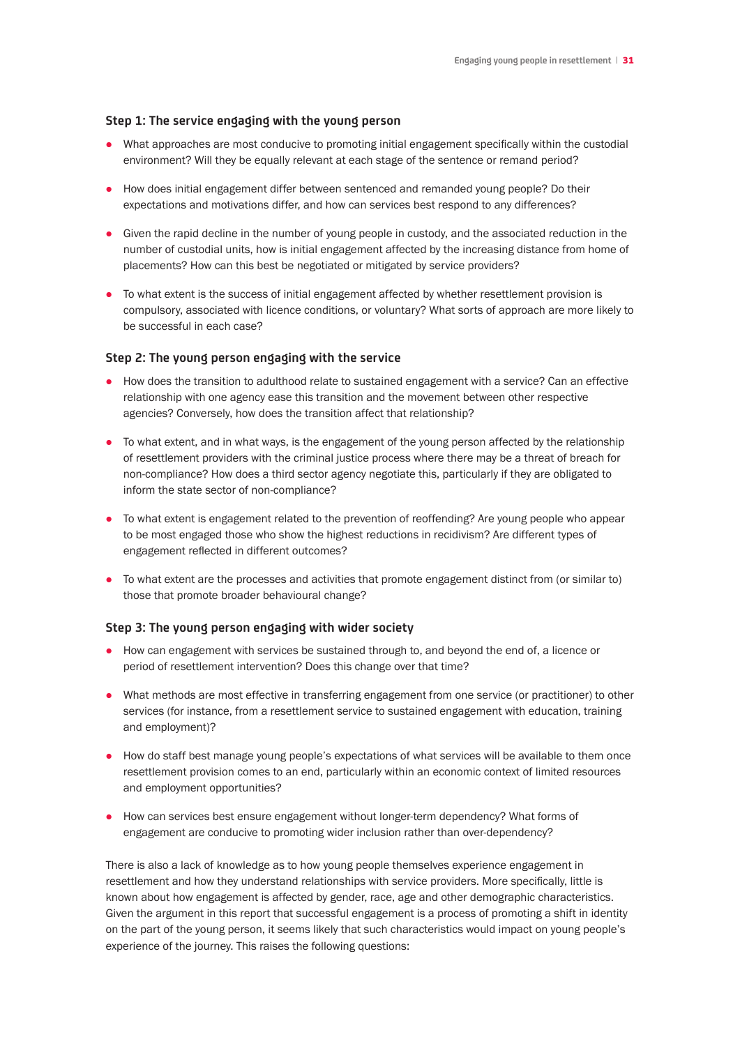### Step 1: The service engaging with the young person

- What approaches are most conducive to promoting initial engagement specifically within the custodial environment? Will they be equally relevant at each stage of the sentence or remand period?
- How does initial engagement differ between sentenced and remanded young people? Do their expectations and motivations differ, and how can services best respond to any differences?
- Given the rapid decline in the number of young people in custody, and the associated reduction in the number of custodial units, how is initial engagement affected by the increasing distance from home of placements? How can this best be negotiated or mitigated by service providers?
- To what extent is the success of initial engagement affected by whether resettlement provision is compulsory, associated with licence conditions, or voluntary? What sorts of approach are more likely to be successful in each case?

### Step 2: The young person engaging with the service

- How does the transition to adulthood relate to sustained engagement with a service? Can an effective relationship with one agency ease this transition and the movement between other respective agencies? Conversely, how does the transition affect that relationship?
- To what extent, and in what ways, is the engagement of the young person affected by the relationship of resettlement providers with the criminal justice process where there may be a threat of breach for non-compliance? How does a third sector agency negotiate this, particularly if they are obligated to inform the state sector of non-compliance?
- To what extent is engagement related to the prevention of reoffending? Are young people who appear to be most engaged those who show the highest reductions in recidivism? Are different types of engagement reflected in different outcomes?
- To what extent are the processes and activities that promote engagement distinct from (or similar to) those that promote broader behavioural change?

### Step 3: The young person engaging with wider society

- How can engagement with services be sustained through to, and beyond the end of, a licence or period of resettlement intervention? Does this change over that time?
- What methods are most effective in transferring engagement from one service (or practitioner) to other services (for instance, from a resettlement service to sustained engagement with education, training and employment)?
- How do staff best manage young people's expectations of what services will be available to them once resettlement provision comes to an end, particularly within an economic context of limited resources and employment opportunities?
- How can services best ensure engagement without longer-term dependency? What forms of engagement are conducive to promoting wider inclusion rather than over-dependency?

There is also a lack of knowledge as to how young people themselves experience engagement in resettlement and how they understand relationships with service providers. More specifically, little is known about how engagement is affected by gender, race, age and other demographic characteristics. Given the argument in this report that successful engagement is a process of promoting a shift in identity on the part of the young person, it seems likely that such characteristics would impact on young people's experience of the journey. This raises the following questions: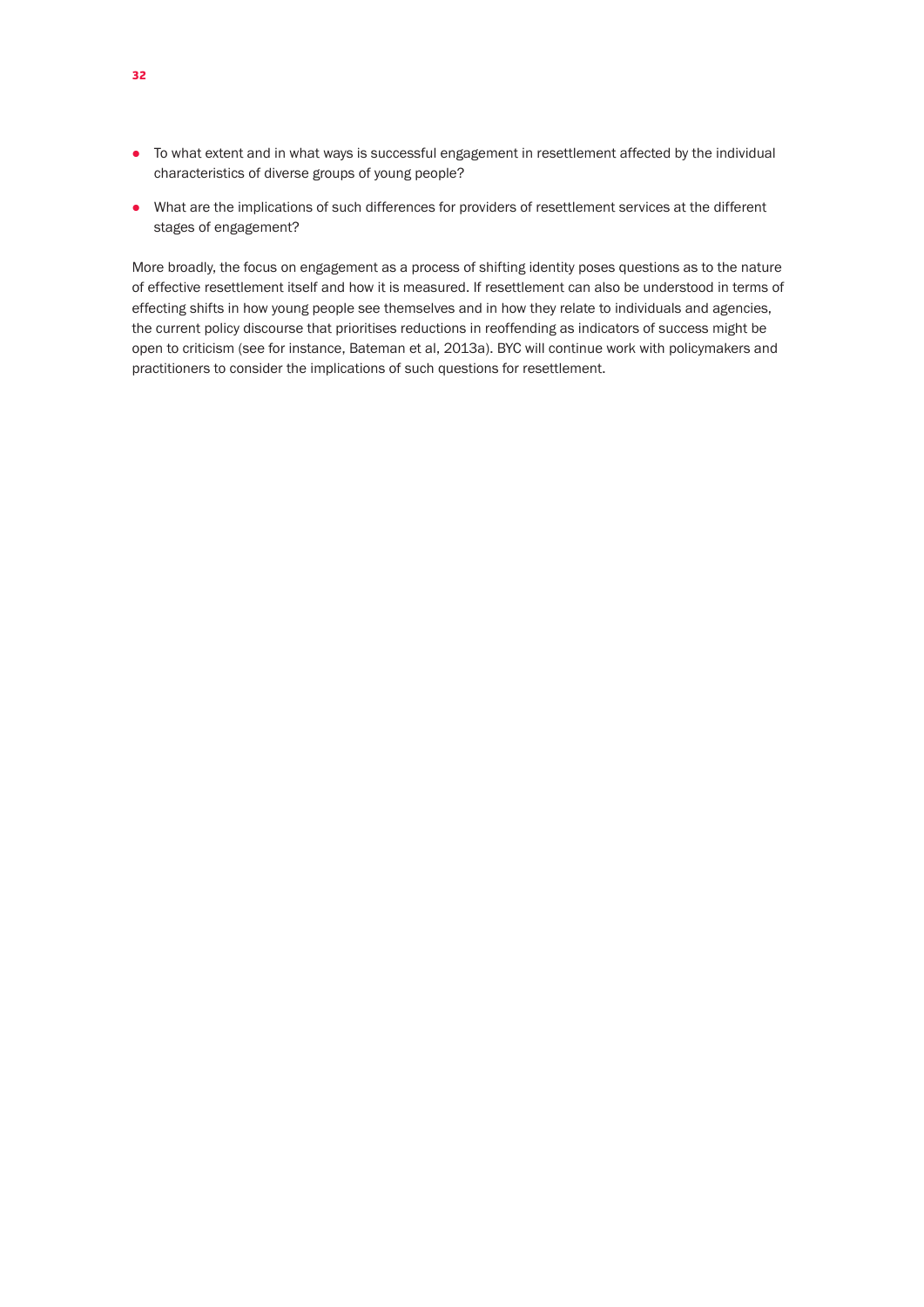- To what extent and in what ways is successful engagement in resettlement affected by the individual characteristics of diverse groups of young people?
- What are the implications of such differences for providers of resettlement services at the different stages of engagement?

More broadly, the focus on engagement as a process of shifting identity poses questions as to the nature of effective resettlement itself and how it is measured. If resettlement can also be understood in terms of effecting shifts in how young people see themselves and in how they relate to individuals and agencies, the current policy discourse that prioritises reductions in reoffending as indicators of success might be open to criticism (see for instance, Bateman et al, 2013a). BYC will continue work with policymakers and practitioners to consider the implications of such questions for resettlement.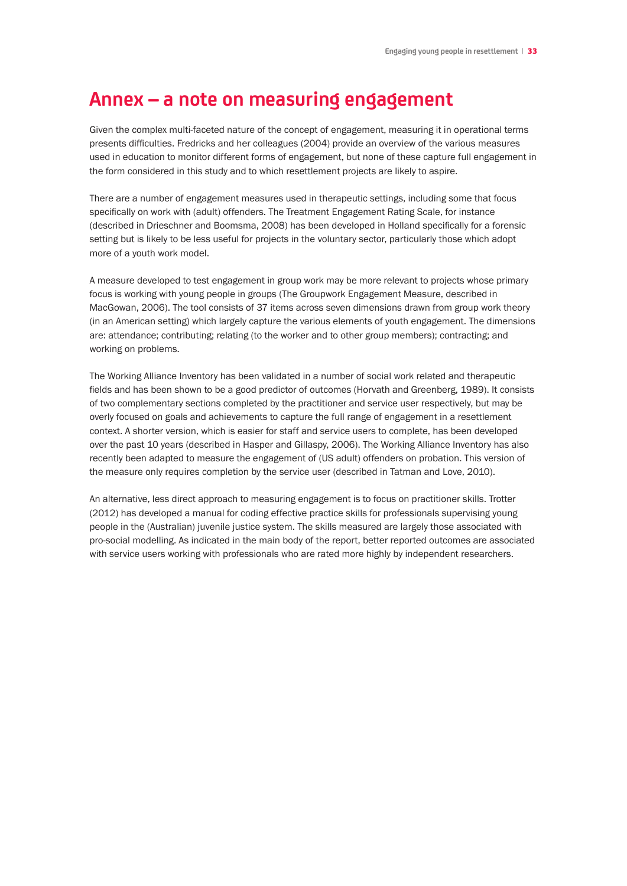# Annex – a note on measuring engagement

Given the complex multi-faceted nature of the concept of engagement, measuring it in operational terms presents difficulties. Fredricks and her colleagues (2004) provide an overview of the various measures used in education to monitor different forms of engagement, but none of these capture full engagement in the form considered in this study and to which resettlement projects are likely to aspire.

There are a number of engagement measures used in therapeutic settings, including some that focus specifically on work with (adult) offenders. The Treatment Engagement Rating Scale, for instance (described in Drieschner and Boomsma, 2008) has been developed in Holland specifically for a forensic setting but is likely to be less useful for projects in the voluntary sector, particularly those which adopt more of a youth work model.

A measure developed to test engagement in group work may be more relevant to projects whose primary focus is working with young people in groups (The Groupwork Engagement Measure, described in MacGowan, 2006). The tool consists of 37 items across seven dimensions drawn from group work theory (in an American setting) which largely capture the various elements of youth engagement. The dimensions are: attendance; contributing; relating (to the worker and to other group members); contracting; and working on problems.

The Working Alliance Inventory has been validated in a number of social work related and therapeutic fields and has been shown to be a good predictor of outcomes (Horvath and Greenberg, 1989). It consists of two complementary sections completed by the practitioner and service user respectively, but may be overly focused on goals and achievements to capture the full range of engagement in a resettlement context. A shorter version, which is easier for staff and service users to complete, has been developed over the past 10 years (described in Hasper and Gillaspy, 2006). The Working Alliance Inventory has also recently been adapted to measure the engagement of (US adult) offenders on probation. This version of the measure only requires completion by the service user (described in Tatman and Love, 2010).

An alternative, less direct approach to measuring engagement is to focus on practitioner skills. Trotter (2012) has developed a manual for coding effective practice skills for professionals supervising young people in the (Australian) juvenile justice system. The skills measured are largely those associated with pro-social modelling. As indicated in the main body of the report, better reported outcomes are associated with service users working with professionals who are rated more highly by independent researchers.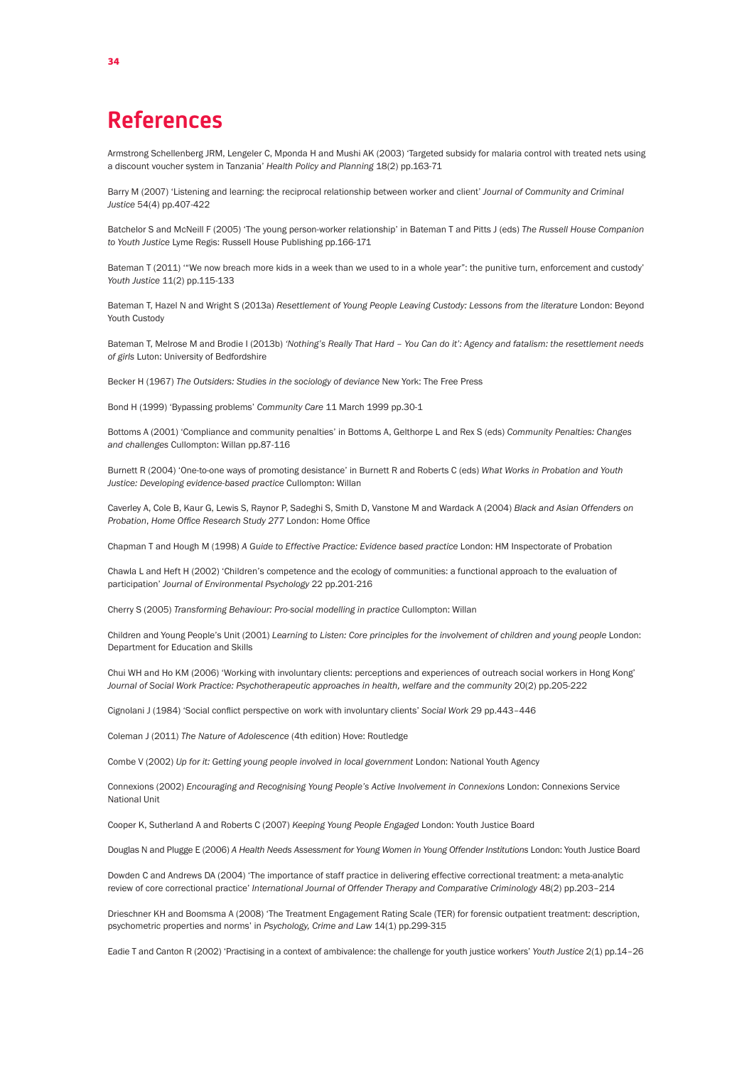# References

Armstrong Schellenberg JRM, Lengeler C, Mponda H and Mushi AK (2003) 'Targeted subsidy for malaria control with treated nets using a discount voucher system in Tanzania' *Health Policy and Planning* 18(2) pp.163-71

Barry M (2007) 'Listening and learning: the reciprocal relationship between worker and client' *Journal of Community and Criminal Justice* 54(4) pp.407-422

Batchelor S and McNeill F (2005) 'The young person-worker relationship' in Bateman T and Pitts J (eds) *The Russell House Companion to Youth Justice* Lyme Regis: Russell House Publishing pp.166-171

Bateman T (2011) '"We now breach more kids in a week than we used to in a whole year": the punitive turn, enforcement and custody' *Youth Justice* 11(2) pp.115-133

Bateman T, Hazel N and Wright S (2013a) *Resettlement of Young People Leaving Custody: Lessons from the literature* London: Beyond Youth Custody

Bateman T, Melrose M and Brodie I (2013b) *'Nothing's Really That Hard – You Can do it': Agency and fatalism: the resettlement needs of girls* Luton: University of Bedfordshire

Becker H (1967) *The Outsiders: Studies in the sociology of deviance* New York: The Free Press

Bond H (1999) 'Bypassing problems' *Community Care* 11 March 1999 pp.30-1

Bottoms A (2001) 'Compliance and community penalties' in Bottoms A, Gelthorpe L and Rex S (eds) *Community Penalties: Changes and challenges* Cullompton: Willan pp.87-116

Burnett R (2004) 'One-to-one ways of promoting desistance' in Burnett R and Roberts C (eds) *What Works in Probation and Youth Justice: Developing evidence-based practice* Cullompton: Willan

Caverley A, Cole B, Kaur G, Lewis S, Raynor P, Sadeghi S, Smith D, Vanstone M and Wardack A (2004) *Black and Asian Offenders on Probation*, *Home Office Research Study 277* London: Home Office

Chapman T and Hough M (1998) *A Guide to Effective Practice: Evidence based practice* London: HM Inspectorate of Probation

Chawla L and Heft H (2002) 'Children's competence and the ecology of communities: a functional approach to the evaluation of participation' *Journal of Environmental Psychology* 22 pp.201-216

Cherry S (2005) *Transforming Behaviour: Pro-social modelling in practice* Cullompton: Willan

Children and Young People's Unit (2001) *Learning to Listen: Core principles for the involvement of children and young people* London: Department for Education and Skills

Chui WH and Ho KM (2006) 'Working with involuntary clients: perceptions and experiences of outreach social workers in Hong Kong' *Journal of Social Work Practice: Psychotherapeutic approaches in health, welfare and the community* 20(2) pp.205-222

Cignolani J (1984) 'Social conflict perspective on work with involuntary clients' *Social Work* 29 pp.443–446

Coleman J (2011) *The Nature of Adolescence* (4th edition) Hove: Routledge

Combe V (2002) *Up for it: Getting young people involved in local government* London: National Youth Agency

Connexions (2002) *Encouraging and Recognising Young People's Active Involvement in Connexions* London: Connexions Service National Unit

Cooper K, Sutherland A and Roberts C (2007) *Keeping Young People Engaged* London: Youth Justice Board

Douglas N and Plugge E (2006) *A Health Needs Assessment for Young Women in Young Offender Institutions* London: Youth Justice Board

Dowden C and Andrews DA (2004) 'The importance of staff practice in delivering effective correctional treatment: a meta-analytic review of core correctional practice' *International Journal of Offender Therapy and Comparative Criminology* 48(2) pp.203–214

Drieschner KH and Boomsma A (2008) 'The Treatment Engagement Rating Scale (TER) for forensic outpatient treatment: description, psychometric properties and norms' in *Psychology, Crime and Law* 14(1) pp.299-315

Eadie T and Canton R (2002) 'Practising in a context of ambivalence: the challenge for youth justice workers' *Youth Justice* 2(1) pp.14–26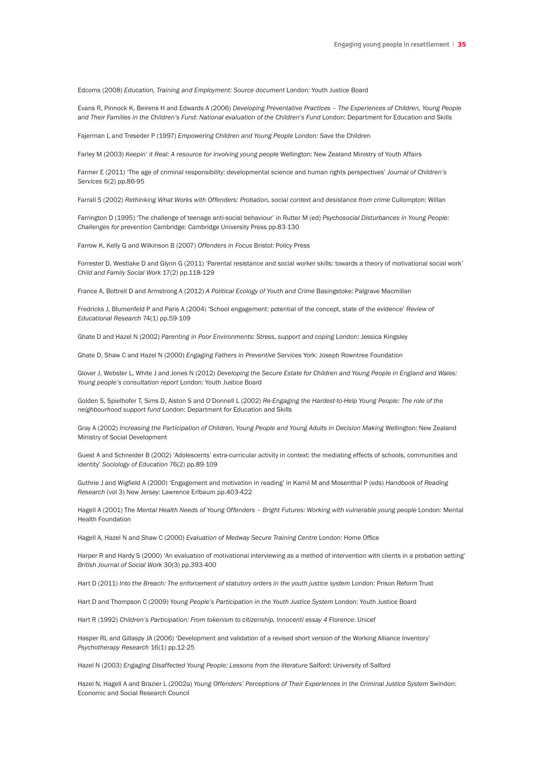Edcoms (2008) *Education, Training and Employment: Source document* London: Youth Justice Board

Evans R, Pinnock K, Beirens H and Edwards A (2006) *Developing Preventative Practices – The Experiences of Children, Young People and Their Families in the Children's Fund: National evaluation of the Children's Fund* London: Department for Education and Skills

Fajerman L and Treseder P (1997) *Empowering Children and Young People* London: Save the Children

Farley M (2003) *Keepin' it Real: A resource for involving young people* Wellington: New Zealand Ministry of Youth Affairs

Farmer E (2011) 'The age of criminal responsibility: developmental science and human rights perspectives' *Journal of Children's Services* 6(2) pp.86-95

Farrall S (2002) *Rethinking What Works with Offenders: Probation, social context and desistance from crime* Cullompton: Willan

Farrington D (1995) 'The challenge of teenage anti-social behaviour' in Rutter M (ed) *Psychosocial Disturbances in Young People: Challenges for prevention* Cambridge: Cambridge University Press pp.83-130

Farrow K, Kelly G and Wilkinson B (2007) *Offenders in Focus* Bristol: Policy Press

Forrester D, Westlake D and Glynn G (2011) 'Parental resistance and social worker skills: towards a theory of motivational social work' *Child and Family Social Work* 17(2) pp.118-129

France A, Bottrell D and Armstrong A (2012) *A Political Ecology of Youth and Crime* Basingstoke: Palgrave Macmillan

Fredricks J, Blumenfeld P and Paris A (2004) 'School engagement: potential of the concept, state of the evidence' *Review of Educational Research* 74(1) pp.59-109

Ghate D and Hazel N (2002) *Parenting in Poor Environments: Stress, support and coping* London: Jessica Kingsley

Ghate D, Shaw C and Hazel N (2000) *Engaging Fathers in Preventive Services* York: Joseph Rowntree Foundation

Glover J, Webster L, White J and Jones N (2012) *Developing the Secure Estate for Children and Young People in England and Wales: Young people's consultation report* London: Youth Justice Board

Golden S, Spielhofer T, Sims D, Aiston S and O'Donnell L (2002) *Re-Engaging the Hardest-to-Help Young People: The role of the neighbourhood support fund* London: Department for Education and Skills

Gray A (2002) *Increasing the Participation of Children, Young People and Young Adults in Decision Making* Wellington: New Zealand Ministry of Social Development

Guest A and Schneider B (2002) 'Adolescents' extra-curricular activity in context: the mediating effects of schools, communities and identity' *Sociology of Education* 76(2) pp.89-109

Guthrie J and Wigfield A (2000) 'Engagement and motivation in reading' in Kamil M and Mosenthal P (eds) *Handbook of Reading Research* (vol 3) New Jersey: Lawrence Erlbaum pp.403-422

Hagell A (2001) *The Mental Health Needs of Young Offenders – Bright Futures: Working with vulnerable young people* London: Mental Health Foundation

Hagell A, Hazel N and Shaw C (2000) *Evaluation of Medway Secure Training Centre* London: Home Office

Harper R and Hardy S (2000) 'An evaluation of motivational interviewing as a method of intervention with clients in a probation setting' *British Journal of Social Work* 30(3) pp.393-400

Hart D (2011) *Into the Breach: The enforcement of statutory orders in the youth justice system* London: Prison Reform Trust

Hart D and Thompson C (2009) *Young People's Participation in the Youth Justice System* London: Youth Justice Board

Hart R (1992) *Children's Participation: From tokenism to citizenship, Innocenti essay 4* Florence: Unicef

Hasper RL and Gillaspy JA (2006) 'Development and validation of a revised short version of the Working Alliance Inventory' *Psychotherapy Research* 16(1) pp.12-25

Hazel N (2003) *Engaging Disaffected Young People: Lessons from the literature* Salford: University of Salford

Hazel N, Hagell A and Brazier L (2002a) *Young Offenders' Perceptions of Their Experiences in the Criminal Justice System* Swindon: Economic and Social Research Council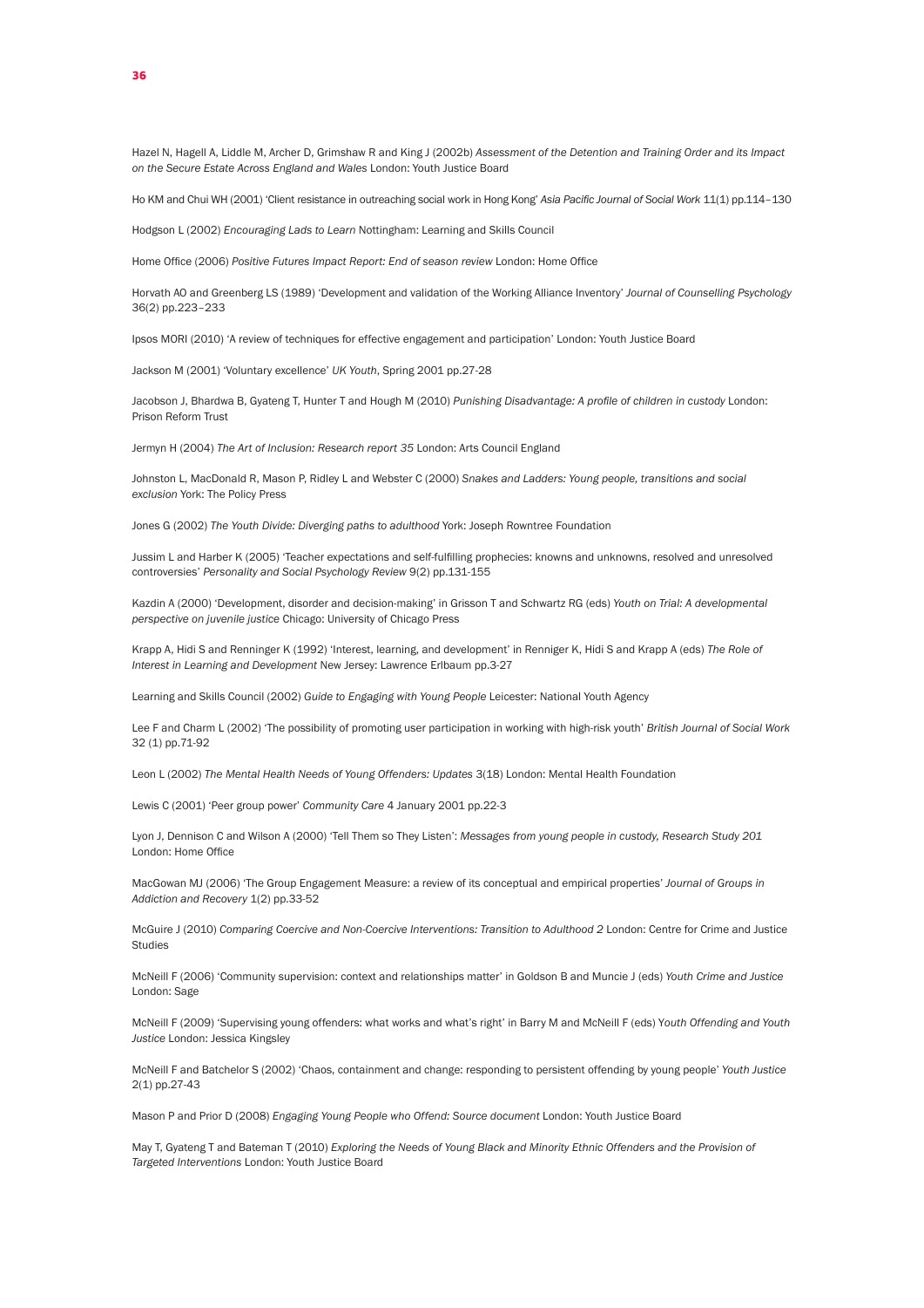Hazel N, Hagell A, Liddle M, Archer D, Grimshaw R and King J (2002b) *Assessment of the Detention and Training Order and its Impact on the Secure Estate Across England and Wales* London: Youth Justice Board

Ho KM and Chui WH (2001) 'Client resistance in outreaching social work in Hong Kong' *Asia Pacific Journal of Social Work* 11(1) pp.114–130

Hodgson L (2002) *Encouraging Lads to Learn* Nottingham: Learning and Skills Council

Home Office (2006) *Positive Futures Impact Report: End of season review* London: Home Office

Horvath AO and Greenberg LS (1989) 'Development and validation of the Working Alliance Inventory' *Journal of Counselling Psychology* 36(2) pp.223–233

Ipsos MORI (2010) 'A review of techniques for effective engagement and participation' London: Youth Justice Board

Jackson M (2001) 'Voluntary excellence' *UK Youth*, Spring 2001 pp.27-28

Jacobson J, Bhardwa B, Gyateng T, Hunter T and Hough M (2010) *Punishing Disadvantage: A profile of children in custody* London: Prison Reform Trust

Jermyn H (2004) *The Art of Inclusion: Research report 35* London: Arts Council England

Johnston L, MacDonald R, Mason P, Ridley L and Webster C (2000) *Snakes and Ladders: Young people, transitions and social exclusion* York: The Policy Press

Jones G (2002) *The Youth Divide: Diverging paths to adulthood* York: Joseph Rowntree Foundation

Jussim L and Harber K (2005) 'Teacher expectations and self-fulfilling prophecies: knowns and unknowns, resolved and unresolved controversies' *Personality and Social Psychology Review* 9(2) pp.131-155

Kazdin A (2000) 'Development, disorder and decision-making' in Grisson T and Schwartz RG (eds) *Youth on Trial: A developmental perspective on juvenile justice* Chicago: University of Chicago Press

Krapp A, Hidi S and Renninger K (1992) 'Interest, learning, and development' in Renniger K, Hidi S and Krapp A (eds) *The Role of Interest in Learning and Development* New Jersey: Lawrence Erlbaum pp.3-27

Learning and Skills Council (2002) *Guide to Engaging with Young People* Leicester: National Youth Agency

Lee F and Charm L (2002) 'The possibility of promoting user participation in working with high-risk youth' *British Journal of Social Work* 32 (1) pp.71-92

Leon L (2002) *The Mental Health Needs of Young Offenders: Updates* 3(18) London: Mental Health Foundation

Lewis C (2001) 'Peer group power' *Community Care* 4 January 2001 pp.22-3

Lyon J, Dennison C and Wilson A (2000) 'Tell Them so They Listen': *Messages from young people in custody, Research Study 201* London: Home Office

MacGowan MJ (2006) 'The Group Engagement Measure: a review of its conceptual and empirical properties' *Journal of Groups in Addiction and Recovery* 1(2) pp.33-52

McGuire J (2010) *Comparing Coercive and Non-Coercive Interventions: Transition to Adulthood 2* London: Centre for Crime and Justice Studies

McNeill F (2006) 'Community supervision: context and relationships matter' in Goldson B and Muncie J (eds) *Youth Crime and Justice* London: Sage

McNeill F (2009) 'Supervising young offenders: what works and what's right' in Barry M and McNeill F (eds) *Youth Offending and Youth Justice* London: Jessica Kingsley

McNeill F and Batchelor S (2002) 'Chaos, containment and change: responding to persistent offending by young people' *Youth Justice* 2(1) pp.27-43

Mason P and Prior D (2008) *Engaging Young People who Offend: Source document* London: Youth Justice Board

May T, Gyateng T and Bateman T (2010) *Exploring the Needs of Young Black and Minority Ethnic Offenders and the Provision of Targeted Interventions* London: Youth Justice Board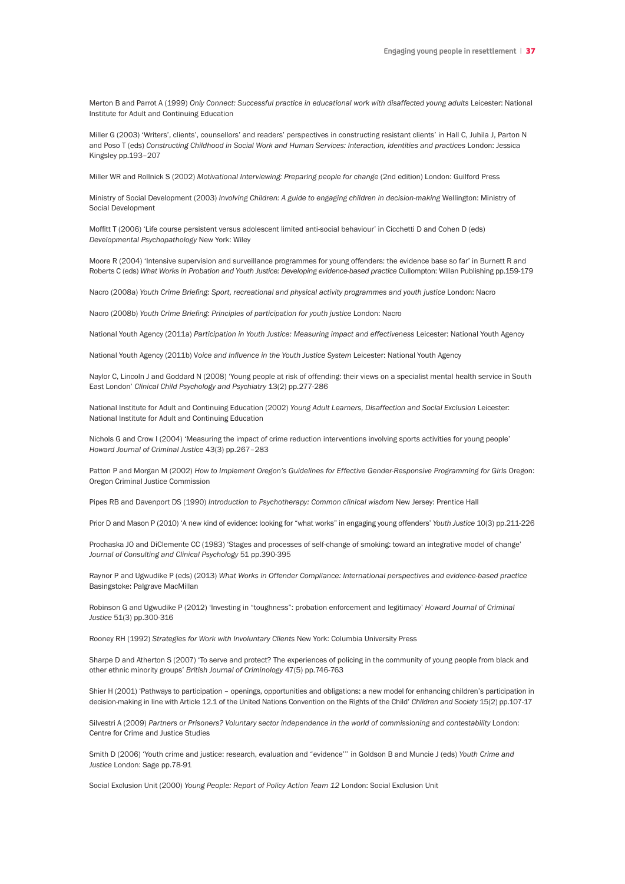Merton B and Parrot A (1999) *Only Connect: Successful practice in educational work with disaffected young adults* Leicester: National Institute for Adult and Continuing Education

Miller G (2003) 'Writers', clients', counsellors' and readers' perspectives in constructing resistant clients' in Hall C, Juhila J, Parton N and Poso T (eds) *Constructing Childhood in Social Work and Human Services: Interaction, identities and practices* London: Jessica Kingsley pp.193–207

Miller WR and Rollnick S (2002) *Motivational Interviewing: Preparing people for change* (2nd edition) London: Guilford Press

Ministry of Social Development (2003) *Involving Children: A guide to engaging children in decision-making* Wellington: Ministry of Social Development

Moffitt T (2006) 'Life course persistent versus adolescent limited anti-social behaviour' in Cicchetti D and Cohen D (eds) *Developmental Psychopathology* New York: Wiley

Moore R (2004) 'Intensive supervision and surveillance programmes for young offenders: the evidence base so far' in Burnett R and Roberts C (eds) *What Works in Probation and Youth Justice: Developing evidence-based practice* Cullompton: Willan Publishing pp.159-179

Nacro (2008a) *Youth Crime Briefing: Sport, recreational and physical activity programmes and youth justice* London: Nacro

Nacro (2008b) *Youth Crime Briefing: Principles of participation for youth justice* London: Nacro

National Youth Agency (2011a) *Participation in Youth Justice: Measuring impact and effectiveness* Leicester: National Youth Agency

National Youth Agency (2011b) *Voice and Influence in the Youth Justice System* Leicester: National Youth Agency

Naylor C, Lincoln J and Goddard N (2008) 'Young people at risk of offending: their views on a specialist mental health service in South East London' *Clinical Child Psychology and Psychiatry* 13(2) pp.277-286

National Institute for Adult and Continuing Education (2002) *Young Adult Learners, Disaffection and Social Exclusion* Leicester: National Institute for Adult and Continuing Education

Nichols G and Crow I (2004) 'Measuring the impact of crime reduction interventions involving sports activities for young people' *Howard Journal of Criminal Justice* 43(3) pp.267–283

Patton P and Morgan M (2002) *How to Implement Oregon's Guidelines for Effective Gender-Responsive Programming for Girls* Oregon: Oregon Criminal Justice Commission

Pipes RB and Davenport DS (1990) *Introduction to Psychotherapy: Common clinical wisdom* New Jersey: Prentice Hall

Prior D and Mason P (2010) 'A new kind of evidence: looking for "what works" in engaging young offenders' *Youth Justice* 10(3) pp.211-226

Prochaska JO and DiClemente CC (1983) 'Stages and processes of self-change of smoking: toward an integrative model of change' *Journal of Consulting and Clinical Psychology* 51 pp.390-395

Raynor P and Ugwudike P (eds) (2013) *What Works in Offender Compliance: International perspectives and evidence-based practice* Basingstoke: Palgrave MacMillan

Robinson G and Ugwudike P (2012) 'Investing in "toughness": probation enforcement and legitimacy' *Howard Journal of Criminal Justice* 51(3) pp.300-316

Rooney RH (1992) *Strategies for Work with Involuntary Clients* New York: Columbia University Press

Sharpe D and Atherton S (2007) 'To serve and protect? The experiences of policing in the community of young people from black and other ethnic minority groups' *British Journal of Criminology* 47(5) pp.746-763

Shier H (2001) 'Pathways to participation – openings, opportunities and obligations: a new model for enhancing children's participation in decision-making in line with Article 12.1 of the United Nations Convention on the Rights of the Child' *Children and Society* 15(2) pp.107-17

Silvestri A (2009) *Partners or Prisoners? Voluntary sector independence in the world of commissioning and contestability* London: Centre for Crime and Justice Studies

Smith D (2006) 'Youth crime and justice: research, evaluation and "evidence"' in Goldson B and Muncie J (eds) *Youth Crime and Justice* London: Sage pp.78-91

Social Exclusion Unit (2000) *Young People: Report of Policy Action Team 12* London: Social Exclusion Unit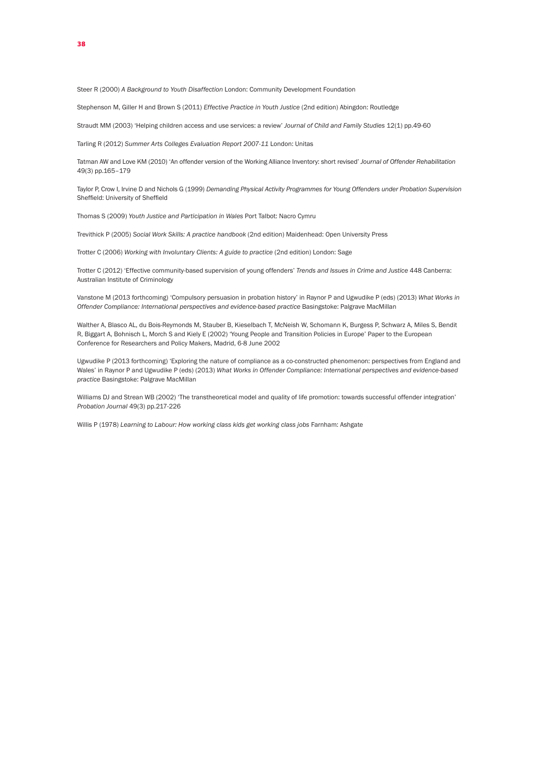Steer R (2000) *A Background to Youth Disaffection* London: Community Development Foundation

Stephenson M, Giller H and Brown S (2011) *Effective Practice in Youth Justice* (2nd edition) Abingdon: Routledge

Straudt MM (2003) 'Helping children access and use services: a review' *Journal of Child and Family Studies* 12(1) pp.49-60

Tarling R (2012) *Summer Arts Colleges Evaluation Report 2007-11* London: Unitas

Tatman AW and Love KM (2010) 'An offender version of the Working Alliance Inventory: short revised' *Journal of Offender Rehabilitation* 49(3) pp.165–179

Taylor P, Crow I, Irvine D and Nichols G (1999) *Demanding Physical Activity Programmes for Young Offenders under Probation Supervision* Sheffield: University of Sheffield

Thomas S (2009) *Youth Justice and Participation in Wales* Port Talbot: Nacro Cymru

Trevithick P (2005) *Social Work Skills: A practice handbook* (2nd edition) Maidenhead: Open University Press

Trotter C (2006) *Working with Involuntary Clients: A guide to practice* (2nd edition) London: Sage

Trotter C (2012) 'Effective community-based supervision of young offenders' *Trends and Issues in Crime and Justice* 448 Canberra: Australian Institute of Criminology

Vanstone M (2013 forthcoming) 'Compulsory persuasion in probation history' in Raynor P and Ugwudike P (eds) (2013) *What Works in Offender Compliance: International perspectives and evidence-based practice* Basingstoke: Palgrave MacMillan

Walther A, Blasco AL, du Bois-Reymonds M, Stauber B, Kieselbach T, McNeish W, Schomann K, Burgess P, Schwarz A, Miles S, Bendit R, Biggart A, Bohnisch L, Morch S and Kiely E (2002) 'Young People and Transition Policies in Europe' Paper to the European Conference for Researchers and Policy Makers, Madrid, 6-8 June 2002

Ugwudike P (2013 forthcoming) 'Exploring the nature of compliance as a co-constructed phenomenon: perspectives from England and Wales' in Raynor P and Ugwudike P (eds) (2013) *What Works in Offender Compliance: International perspectives and evidence-based practice* Basingstoke: Palgrave MacMillan

Williams DJ and Strean WB (2002) 'The transtheoretical model and quality of life promotion: towards successful offender integration' *Probation Journal* 49(3) pp.217-226

Willis P (1978) *Learning to Labour: How working class kids get working class jobs* Farnham: Ashgate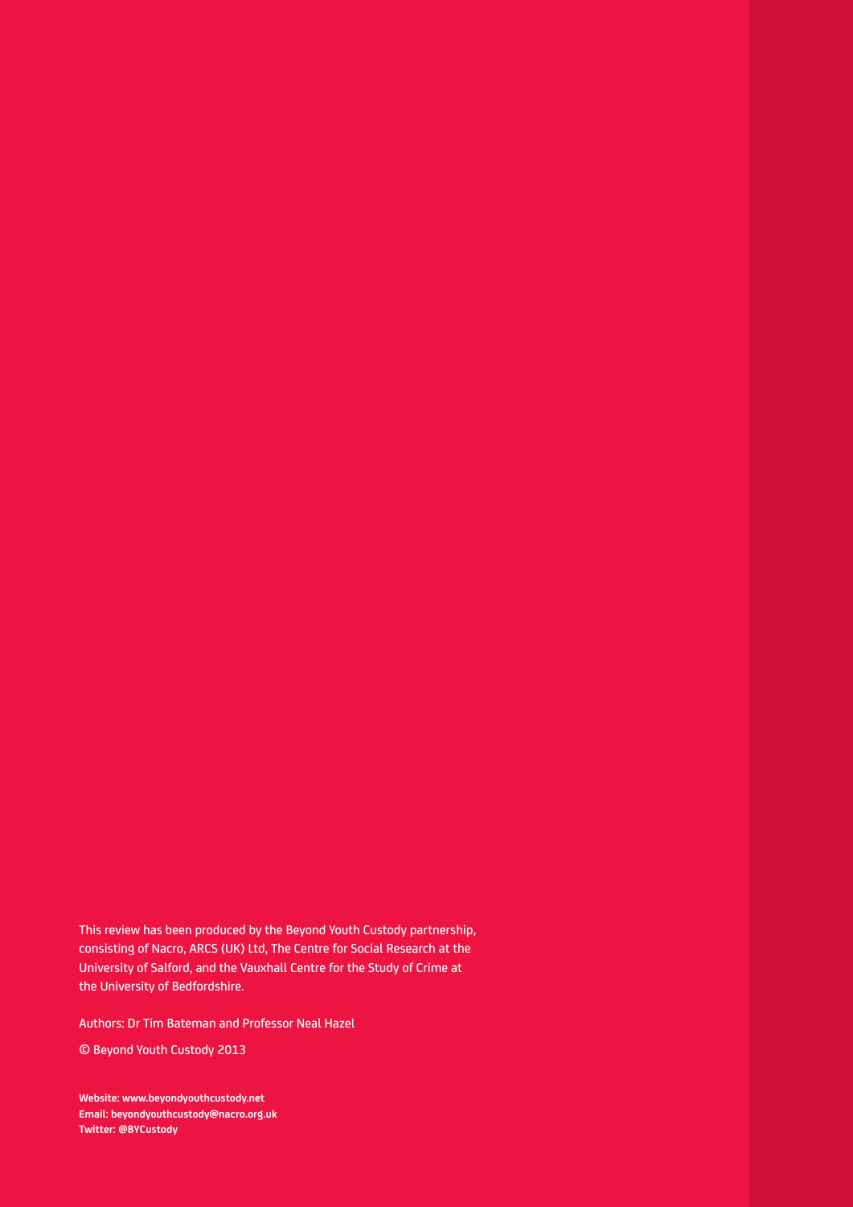This review has been produced by the Beyond Youth Custody partnership, consisting of Nacro, ARCS (UK) Ltd, The Centre for Social Research at the University of Salford, and the Vauxhall Centre for the Study of Crime at the University of Bedfordshire.

Authors: Dr Tim Bateman and Professor Neal Hazel

© Beyond Youth Custody 2013

**Website: www.beyondyouthcustody.net**
**Email: beyondyouthcustody@nacro.org.uk**
**Twitter: @BYCustody**